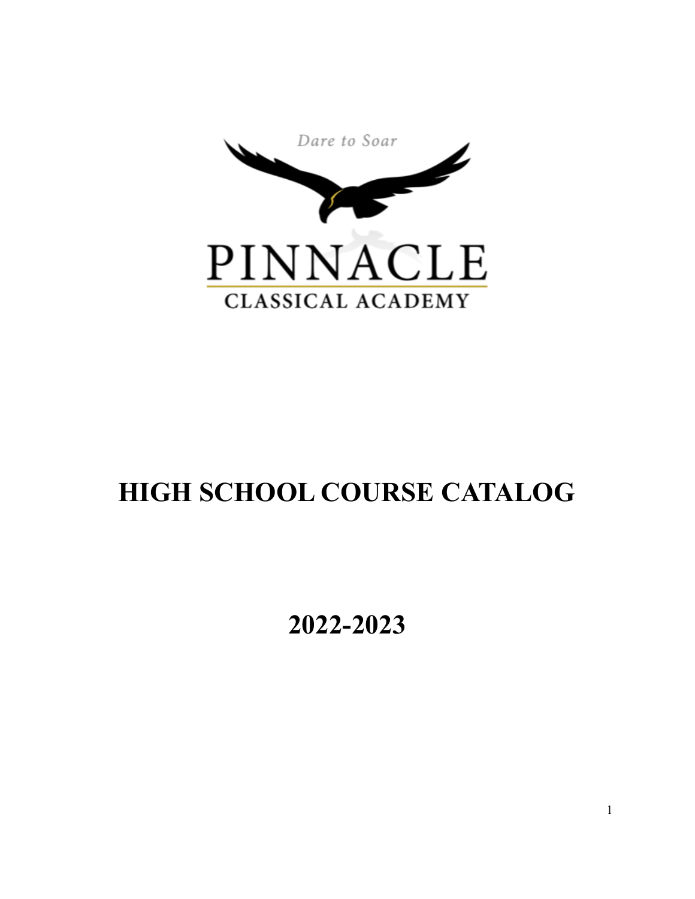Dare to Soar

PINNACLE

CLASSICAL ACADEMY

# HIGH SCHOOL COURSE CATALOG

# 2022-2023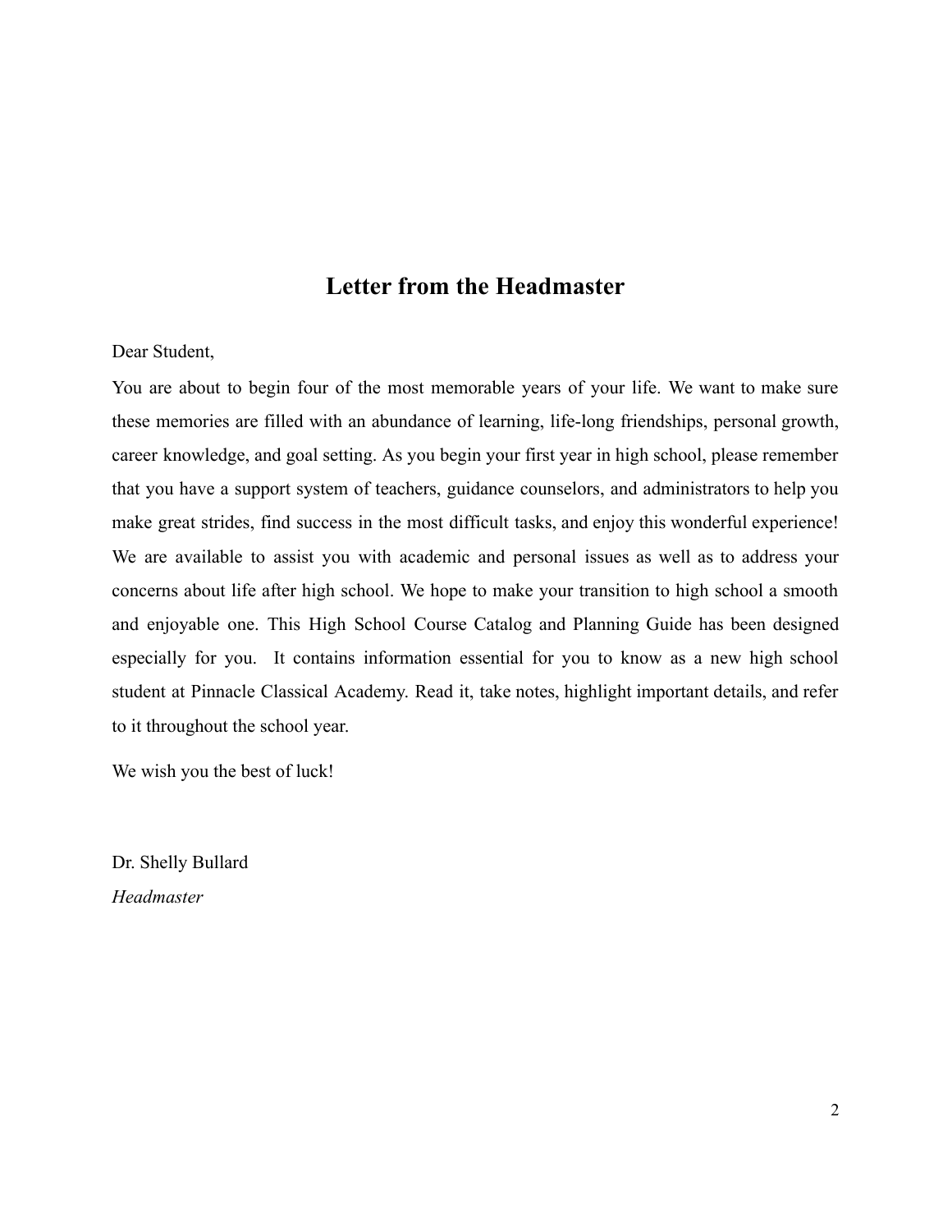# Letter from the Headmaster

Dear Student,

You are about to begin four of the most memorable years of your life. We want to make sure these memories are filled with an abundance of learning, life-long friendships, personal growth, career knowledge, and goal setting. As you begin your first year in high school, please remember that you have a support system of teachers, guidance counselors, and administrators to help you make great strides, find success in the most difficult tasks, and enjoy this wonderful experience! We are available to assist you with academic and personal issues as well as to address your concerns about life after high school. We hope to make your transition to high school a smooth and enjoyable one. This High School Course Catalog and Planning Guide has been designed especially for you. It contains information essential for you to know as a new high school student at Pinnacle Classical Academy. Read it, take notes, highlight important details, and refer to it throughout the school year.

We wish you the best of luck!

Dr. Shelly Bullard
*Headmaster*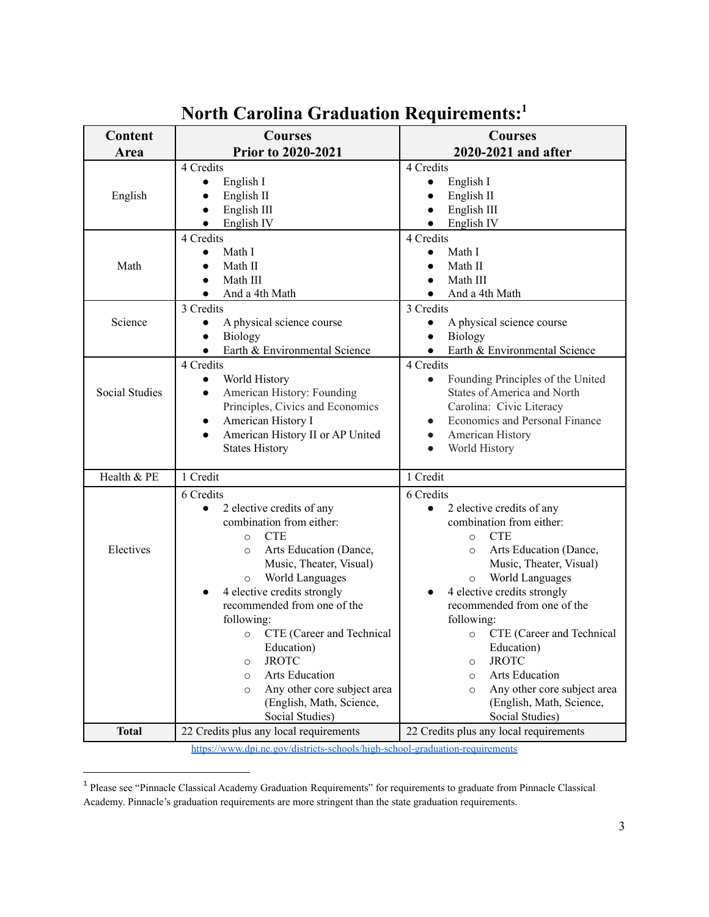# North Carolina Graduation Requirements:[1]

| Content Area | Courses Prior to 2020-2021 | Courses 2020-2021 and after |
|---|---|---|
| English | 4 Credits<br>• English I<br>• English II<br>• English III<br>• English IV | 4 Credits<br>• English I<br>• English II<br>• English III<br>• English IV |
| Math | 4 Credits<br>• Math I<br>• Math II<br>• Math III<br>• And a 4th Math | 4 Credits<br>• Math I<br>• Math II<br>• Math III<br>• And a 4th Math |
| Science | 3 Credits<br>• A physical science course<br>• Biology<br>• Earth & Environmental Science | 3 Credits<br>• A physical science course<br>• Biology<br>• Earth & Environmental Science |
| Social Studies | 4 Credits<br>• World History<br>• American History: Founding Principles, Civics and Economics<br>• American History I<br>• American History II or AP United States History | 4 Credits<br>• Founding Principles of the United States of America and North Carolina: Civic Literacy<br>• Economics and Personal Finance<br>• American History<br>• World History |
| Health & PE | 1 Credit | 1 Credit |
| Electives | 6 Credits<br>• 2 elective credits of any combination from either:<br>  ○ CTE<br>  ○ Arts Education (Dance, Music, Theater, Visual)<br>  ○ World Languages<br>• 4 elective credits strongly recommended from one of the following:<br>  ○ CTE (Career and Technical Education)<br>  ○ JROTC<br>  ○ Arts Education<br>  ○ Any other core subject area (English, Math, Science, Social Studies) | 6 Credits<br>• 2 elective credits of any combination from either:<br>  ○ CTE<br>  ○ Arts Education (Dance, Music, Theater, Visual)<br>  ○ World Languages<br>• 4 elective credits strongly recommended from one of the following:<br>  ○ CTE (Career and Technical Education)<br>  ○ JROTC<br>  ○ Arts Education<br>  ○ Any other core subject area (English, Math, Science, Social Studies) |
| **Total** | 22 Credits plus any local requirements | 22 Credits plus any local requirements |

https://www.dpi.nc.gov/districts-schools/high-school-graduation-requirements

[1] Please see "Pinnacle Classical Academy Graduation Requirements" for requirements to graduate from Pinnacle Classical Academy. Pinnacle's graduation requirements are more stringent than the state graduation requirements.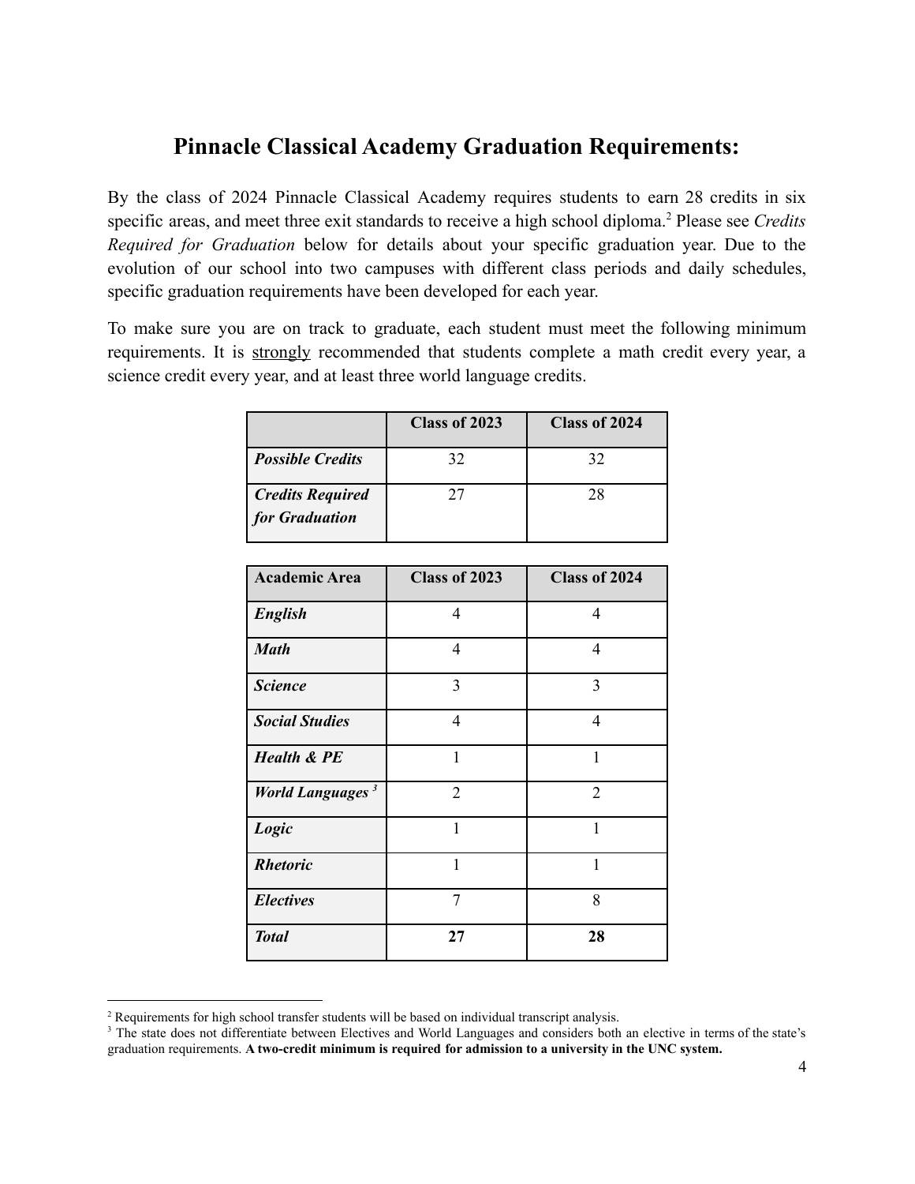# Pinnacle Classical Academy Graduation Requirements:

By the class of 2024 Pinnacle Classical Academy requires students to earn 28 credits in six specific areas, and meet three exit standards to receive a high school diploma.[2] Please see *Credits Required for Graduation* below for details about your specific graduation year. Due to the evolution of our school into two campuses with different class periods and daily schedules, specific graduation requirements have been developed for each year.

To make sure you are on track to graduate, each student must meet the following minimum requirements. It is strongly recommended that students complete a math credit every year, a science credit every year, and at least three world language credits.

| | Class of 2023 | Class of 2024 |
|---|---|---|
| ***Possible Credits*** | 32 | 32 |
| ***Credits Required for Graduation*** | 27 | 28 |

| Academic Area | Class of 2023 | Class of 2024 |
|---|---|---|
| ***English*** | 4 | 4 |
| ***Math*** | 4 | 4 |
| ***Science*** | 3 | 3 |
| ***Social Studies*** | 4 | 4 |
| ***Health & PE*** | 1 | 1 |
| ***World Languages*** [3] | 2 | 2 |
| ***Logic*** | 1 | 1 |
| ***Rhetoric*** | 1 | 1 |
| ***Electives*** | 7 | 8 |
| ***Total*** | **27** | **28** |

[2] Requirements for high school transfer students will be based on individual transcript analysis.

[3] The state does not differentiate between Electives and World Languages and considers both an elective in terms of the state's graduation requirements. **A two-credit minimum is required for admission to a university in the UNC system.**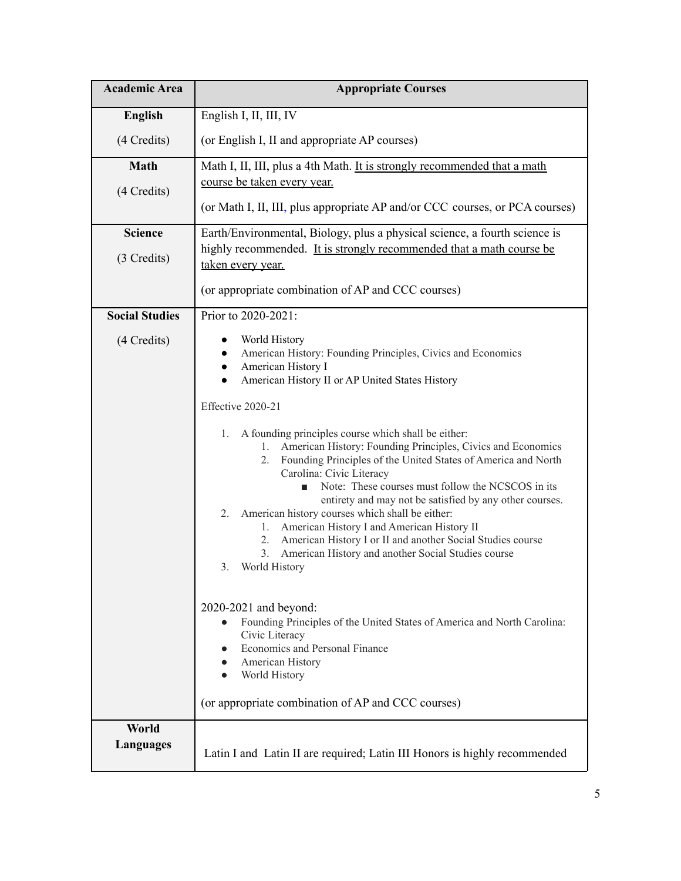| Academic Area | Appropriate Courses |
|---|---|
| **English**<br><br>(4 Credits) | English I, II, III, IV<br><br>(or English I, II and appropriate AP courses) |
| **Math**<br><br>(4 Credits) | Math I, II, III, plus a 4th Math. <u>It is strongly recommended that a math course be taken every year.</u><br><br>(or Math I, II, III, plus appropriate AP and/or CCC courses, or PCA courses) |
| **Science**<br><br>(3 Credits) | Earth/Environmental, Biology, plus a physical science, a fourth science is highly recommended. <u>It is strongly recommended that a math course be taken every year.</u><br><br>(or appropriate combination of AP and CCC courses) |
| **Social Studies**<br><br>(4 Credits) | Prior to 2020-2021:<br>• World History<br>• American History: Founding Principles, Civics and Economics<br>• American History I<br>• American History II or AP United States History<br><br>Effective 2020-21<br><br>1. A founding principles course which shall be either:<br>&nbsp;&nbsp;&nbsp;&nbsp;1. American History: Founding Principles, Civics and Economics<br>&nbsp;&nbsp;&nbsp;&nbsp;2. Founding Principles of the United States of America and North Carolina: Civic Literacy<br>&nbsp;&nbsp;&nbsp;&nbsp;&nbsp;&nbsp;&nbsp;&nbsp;▪ Note: These courses must follow the NCSCOS in its entirety and may not be satisfied by any other courses.<br>2. American history courses which shall be either:<br>&nbsp;&nbsp;&nbsp;&nbsp;1. American History I and American History II<br>&nbsp;&nbsp;&nbsp;&nbsp;2. American History I or II and another Social Studies course<br>&nbsp;&nbsp;&nbsp;&nbsp;3. American History and another Social Studies course<br>3. World History<br><br>2020-2021 and beyond:<br>• Founding Principles of the United States of America and North Carolina: Civic Literacy<br>• Economics and Personal Finance<br>• American History<br>• World History<br><br>(or appropriate combination of AP and CCC courses) |
| **World Languages** | Latin I and Latin II are required; Latin III Honors is highly recommended |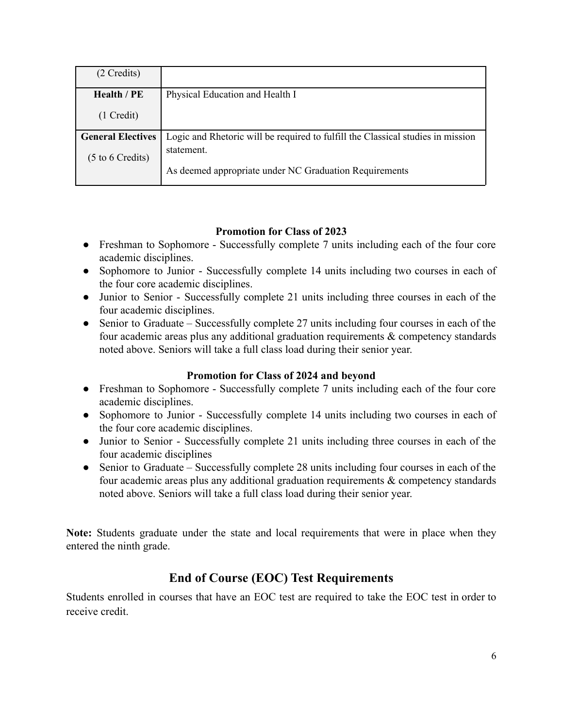| | |
|---|---|
| (2 Credits) | |
| **Health / PE** (1 Credit) | Physical Education and Health I |
| **General Electives** (5 to 6 Credits) | Logic and Rhetoric will be required to fulfill the Classical studies in mission statement. As deemed appropriate under NC Graduation Requirements |

**Promotion for Class of 2023**

- Freshman to Sophomore - Successfully complete 7 units including each of the four core academic disciplines.
- Sophomore to Junior - Successfully complete 14 units including two courses in each of the four core academic disciplines.
- Junior to Senior - Successfully complete 21 units including three courses in each of the four academic disciplines.
- Senior to Graduate – Successfully complete 27 units including four courses in each of the four academic areas plus any additional graduation requirements & competency standards noted above. Seniors will take a full class load during their senior year.

**Promotion for Class of 2024 and beyond**

- Freshman to Sophomore - Successfully complete 7 units including each of the four core academic disciplines.
- Sophomore to Junior - Successfully complete 14 units including two courses in each of the four core academic disciplines.
- Junior to Senior - Successfully complete 21 units including three courses in each of the four academic disciplines
- Senior to Graduate – Successfully complete 28 units including four courses in each of the four academic areas plus any additional graduation requirements & competency standards noted above. Seniors will take a full class load during their senior year.

**Note:** Students graduate under the state and local requirements that were in place when they entered the ninth grade.

## End of Course (EOC) Test Requirements

Students enrolled in courses that have an EOC test are required to take the EOC test in order to receive credit.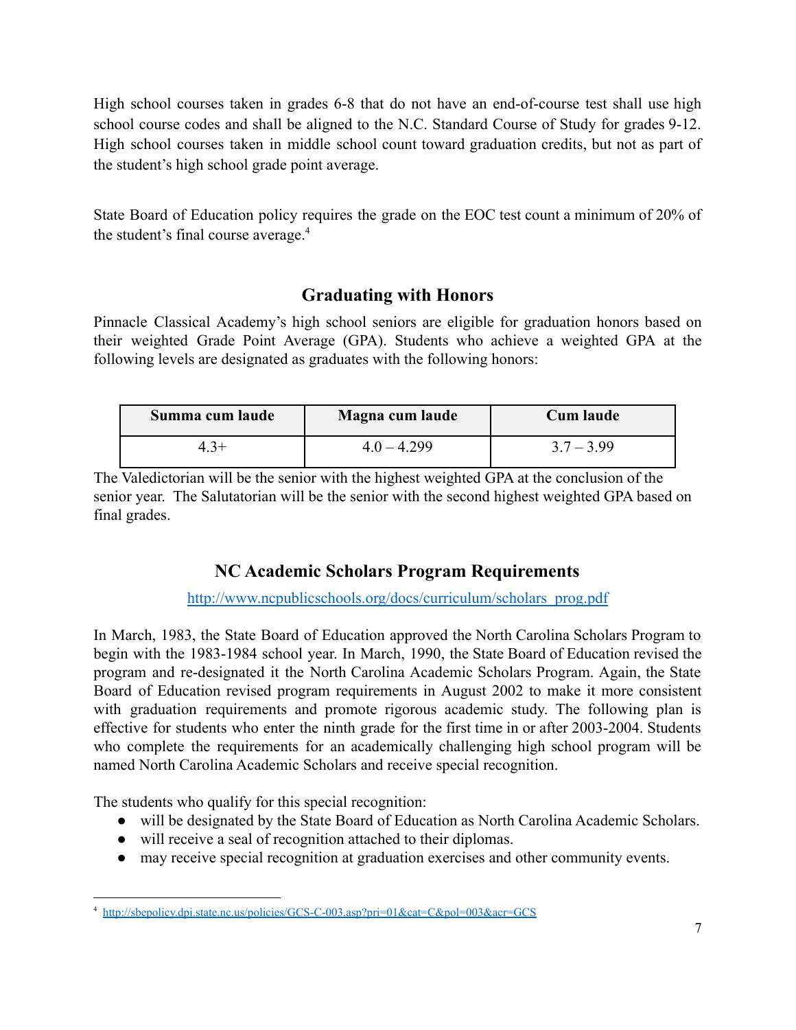High school courses taken in grades 6-8 that do not have an end-of-course test shall use high school course codes and shall be aligned to the N.C. Standard Course of Study for grades 9-12. High school courses taken in middle school count toward graduation credits, but not as part of the student's high school grade point average.

State Board of Education policy requires the grade on the EOC test count a minimum of 20% of the student's final course average.[4]

## Graduating with Honors

Pinnacle Classical Academy's high school seniors are eligible for graduation honors based on their weighted Grade Point Average (GPA). Students who achieve a weighted GPA at the following levels are designated as graduates with the following honors:

| Summa cum laude | Magna cum laude | Cum laude |
|---|---|---|
| 4.3+ | 4.0 – 4.299 | 3.7 – 3.99 |

The Valedictorian will be the senior with the highest weighted GPA at the conclusion of the senior year. The Salutatorian will be the senior with the second highest weighted GPA based on final grades.

## NC Academic Scholars Program Requirements

http://www.ncpublicschools.org/docs/curriculum/scholars_prog.pdf

In March, 1983, the State Board of Education approved the North Carolina Scholars Program to begin with the 1983-1984 school year. In March, 1990, the State Board of Education revised the program and re-designated it the North Carolina Academic Scholars Program. Again, the State Board of Education revised program requirements in August 2002 to make it more consistent with graduation requirements and promote rigorous academic study. The following plan is effective for students who enter the ninth grade for the first time in or after 2003-2004. Students who complete the requirements for an academically challenging high school program will be named North Carolina Academic Scholars and receive special recognition.

The students who qualify for this special recognition:

- will be designated by the State Board of Education as North Carolina Academic Scholars.
- will receive a seal of recognition attached to their diplomas.
- may receive special recognition at graduation exercises and other community events.

[4] http://sbepolicy.dpi.state.nc.us/policies/GCS-C-003.asp?pri=01&cat=C&pol=003&acr=GCS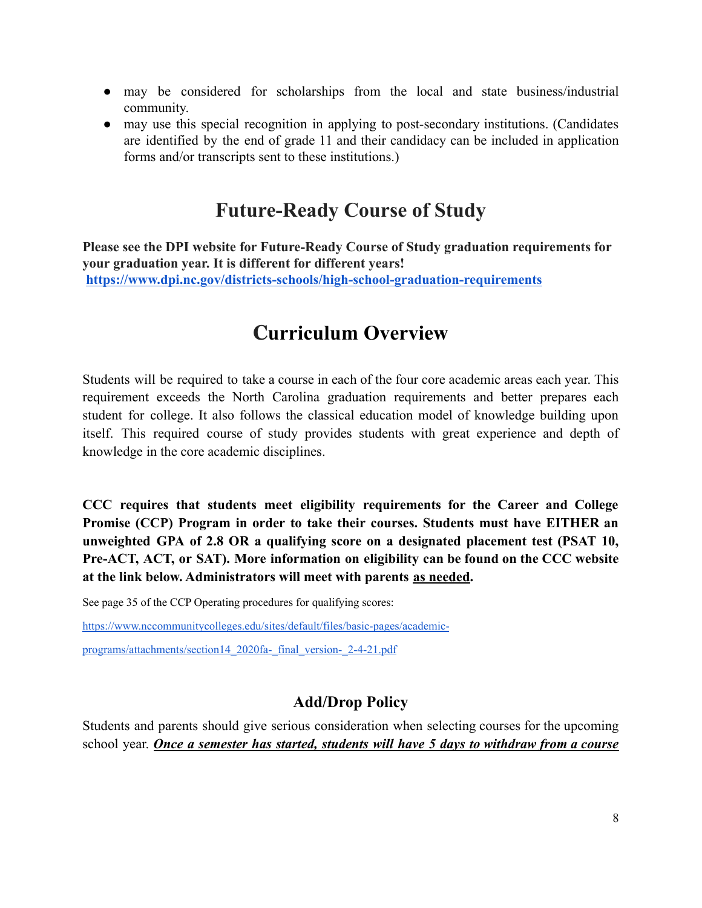- may be considered for scholarships from the local and state business/industrial community.
- may use this special recognition in applying to post-secondary institutions. (Candidates are identified by the end of grade 11 and their candidacy can be included in application forms and/or transcripts sent to these institutions.)

# Future-Ready Course of Study

**Please see the DPI website for Future-Ready Course of Study graduation requirements for your graduation year. It is different for different years!**
**https://www.dpi.nc.gov/districts-schools/high-school-graduation-requirements**

# Curriculum Overview

Students will be required to take a course in each of the four core academic areas each year. This requirement exceeds the North Carolina graduation requirements and better prepares each student for college. It also follows the classical education model of knowledge building upon itself. This required course of study provides students with great experience and depth of knowledge in the core academic disciplines.

**CCC requires that students meet eligibility requirements for the Career and College Promise (CCP) Program in order to take their courses. Students must have EITHER an unweighted GPA of 2.8 OR a qualifying score on a designated placement test (PSAT 10, Pre-ACT, ACT, or SAT). More information on eligibility can be found on the CCC website at the link below. Administrators will meet with parents <u>as needed</u>.**

See page 35 of the CCP Operating procedures for qualifying scores:

https://www.nccommunitycolleges.edu/sites/default/files/basic-pages/academic-programs/attachments/section14_2020fa-_final_version-_2-4-21.pdf

### Add/Drop Policy

Students and parents should give serious consideration when selecting courses for the upcoming school year. <u>***Once a semester has started, students will have 5 days to withdraw from a course***</u>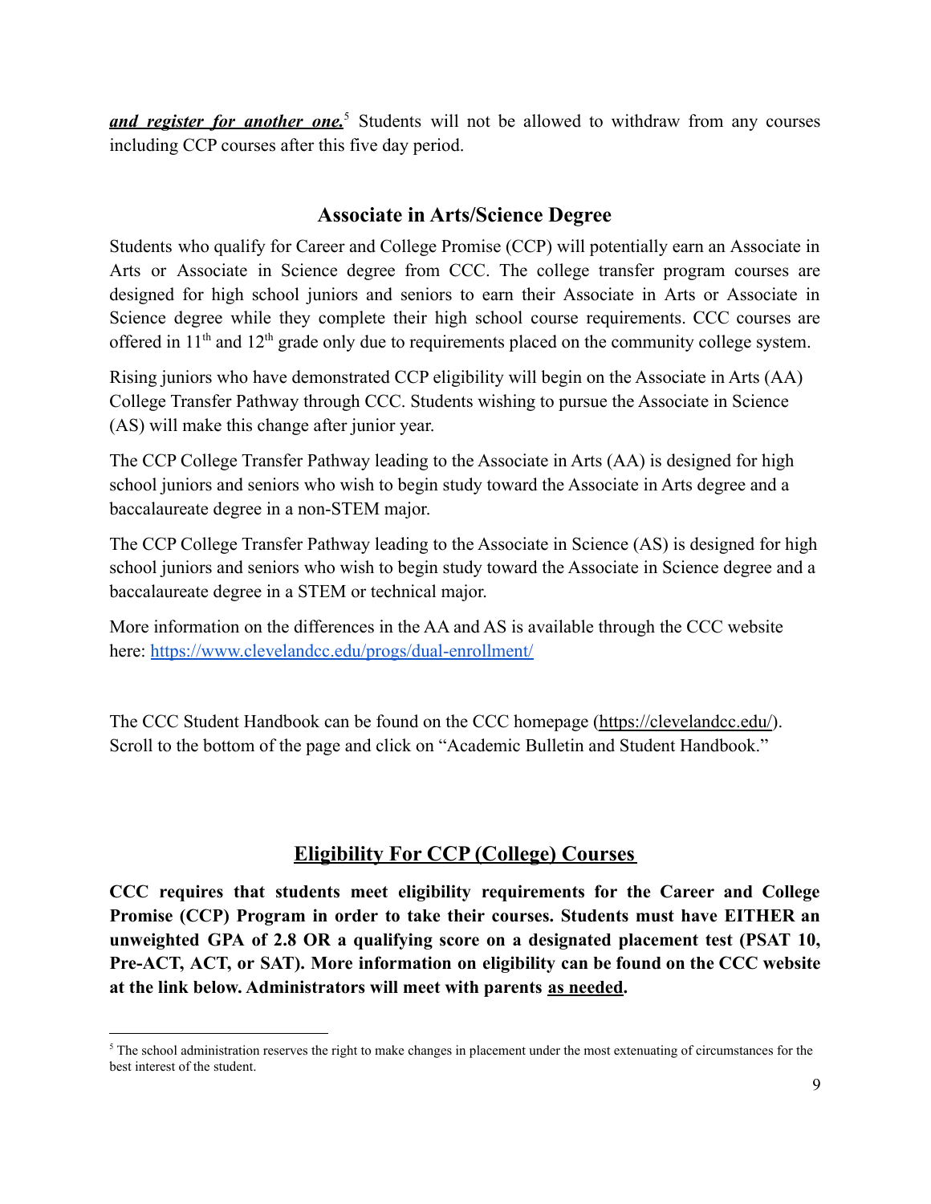***and register for another one.***[5] Students will not be allowed to withdraw from any courses including CCP courses after this five day period.

## Associate in Arts/Science Degree

Students who qualify for Career and College Promise (CCP) will potentially earn an Associate in Arts or Associate in Science degree from CCC. The college transfer program courses are designed for high school juniors and seniors to earn their Associate in Arts or Associate in Science degree while they complete their high school course requirements. CCC courses are offered in 11th and 12th grade only due to requirements placed on the community college system.

Rising juniors who have demonstrated CCP eligibility will begin on the Associate in Arts (AA) College Transfer Pathway through CCC. Students wishing to pursue the Associate in Science (AS) will make this change after junior year.

The CCP College Transfer Pathway leading to the Associate in Arts (AA) is designed for high school juniors and seniors who wish to begin study toward the Associate in Arts degree and a baccalaureate degree in a non-STEM major.

The CCP College Transfer Pathway leading to the Associate in Science (AS) is designed for high school juniors and seniors who wish to begin study toward the Associate in Science degree and a baccalaureate degree in a STEM or technical major.

More information on the differences in the AA and AS is available through the CCC website here: https://www.clevelandcc.edu/progs/dual-enrollment/

The CCC Student Handbook can be found on the CCC homepage (https://clevelandcc.edu/). Scroll to the bottom of the page and click on "Academic Bulletin and Student Handbook."

## Eligibility For CCP (College) Courses

**CCC requires that students meet eligibility requirements for the Career and College Promise (CCP) Program in order to take their courses. Students must have EITHER an unweighted GPA of 2.8 OR a qualifying score on a designated placement test (PSAT 10, Pre-ACT, ACT, or SAT). More information on eligibility can be found on the CCC website at the link below. Administrators will meet with parents as needed.**

[5] The school administration reserves the right to make changes in placement under the most extenuating of circumstances for the best interest of the student.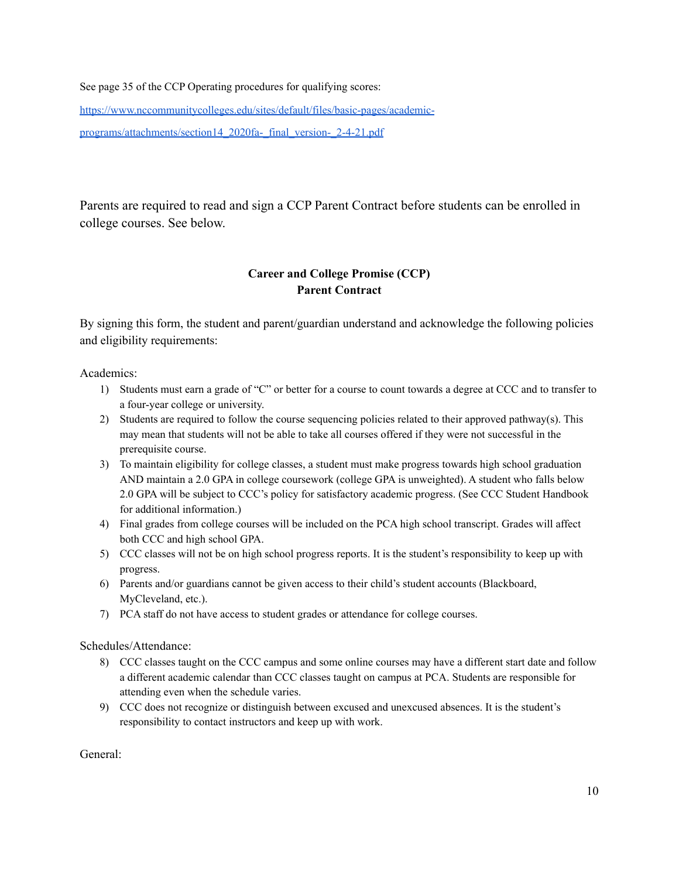See page 35 of the CCP Operating procedures for qualifying scores:

https://www.nccommunitycolleges.edu/sites/default/files/basic-pages/academic-programs/attachments/section14_2020fa-_final_version-_2-4-21.pdf

Parents are required to read and sign a CCP Parent Contract before students can be enrolled in college courses. See below.

**Career and College Promise (CCP)**
**Parent Contract**

By signing this form, the student and parent/guardian understand and acknowledge the following policies and eligibility requirements:

Academics:

1) Students must earn a grade of "C" or better for a course to count towards a degree at CCC and to transfer to a four-year college or university.
2) Students are required to follow the course sequencing policies related to their approved pathway(s). This may mean that students will not be able to take all courses offered if they were not successful in the prerequisite course.
3) To maintain eligibility for college classes, a student must make progress towards high school graduation AND maintain a 2.0 GPA in college coursework (college GPA is unweighted). A student who falls below 2.0 GPA will be subject to CCC's policy for satisfactory academic progress. (See CCC Student Handbook for additional information.)
4) Final grades from college courses will be included on the PCA high school transcript. Grades will affect both CCC and high school GPA.
5) CCC classes will not be on high school progress reports. It is the student's responsibility to keep up with progress.
6) Parents and/or guardians cannot be given access to their child's student accounts (Blackboard, MyCleveland, etc.).
7) PCA staff do not have access to student grades or attendance for college courses.

Schedules/Attendance:

8) CCC classes taught on the CCC campus and some online courses may have a different start date and follow a different academic calendar than CCC classes taught on campus at PCA. Students are responsible for attending even when the schedule varies.
9) CCC does not recognize or distinguish between excused and unexcused absences. It is the student's responsibility to contact instructors and keep up with work.

General: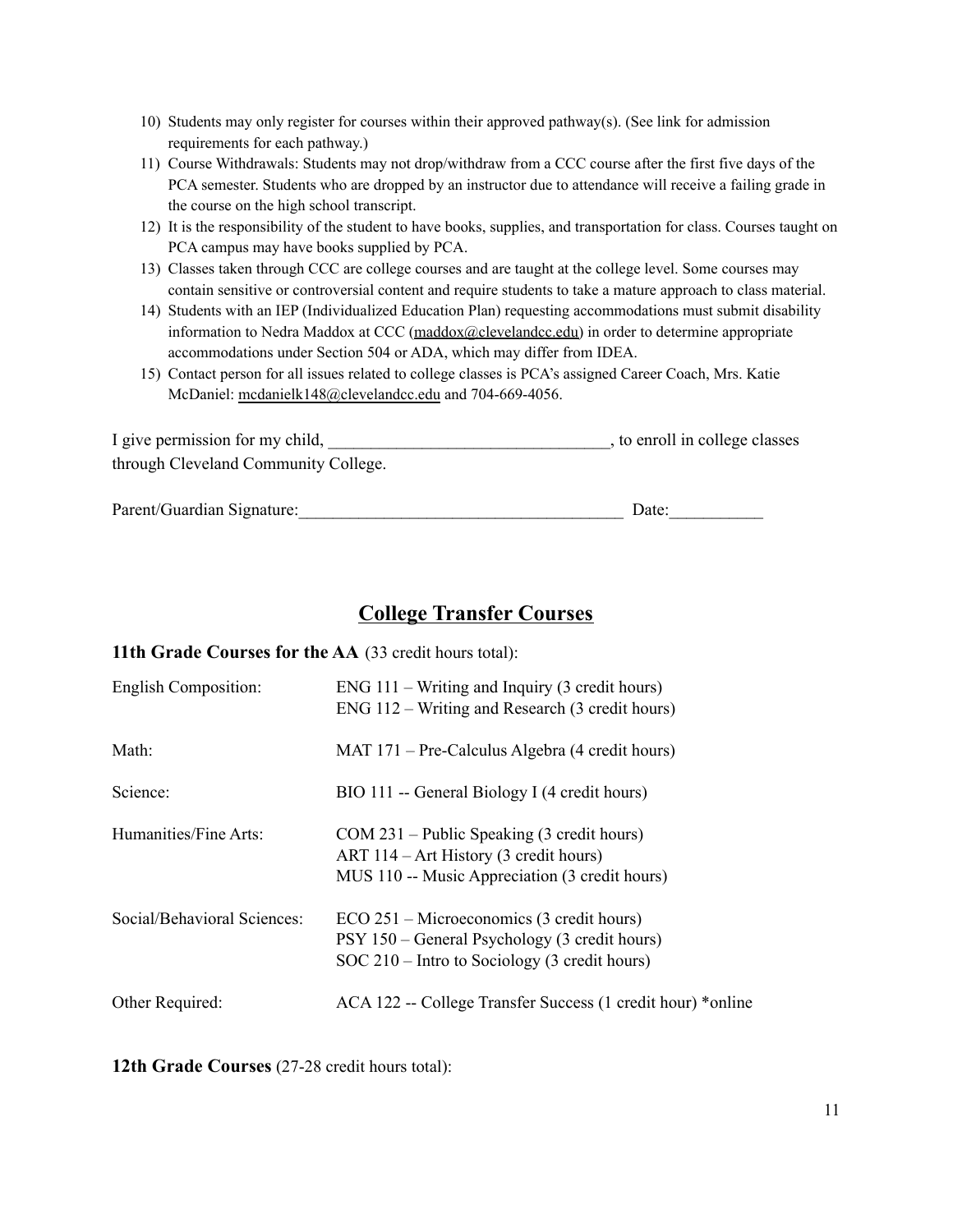10) Students may only register for courses within their approved pathway(s). (See link for admission requirements for each pathway.)
11) Course Withdrawals: Students may not drop/withdraw from a CCC course after the first five days of the PCA semester. Students who are dropped by an instructor due to attendance will receive a failing grade in the course on the high school transcript.
12) It is the responsibility of the student to have books, supplies, and transportation for class. Courses taught on PCA campus may have books supplied by PCA.
13) Classes taken through CCC are college courses and are taught at the college level. Some courses may contain sensitive or controversial content and require students to take a mature approach to class material.
14) Students with an IEP (Individualized Education Plan) requesting accommodations must submit disability information to Nedra Maddox at CCC (maddox@clevelandcc.edu) in order to determine appropriate accommodations under Section 504 or ADA, which may differ from IDEA.
15) Contact person for all issues related to college classes is PCA's assigned Career Coach, Mrs. Katie McDaniel: mcdanielk148@clevelandcc.edu and 704-669-4056.

I give permission for my child, ________________________________, to enroll in college classes through Cleveland Community College.

Parent/Guardian Signature:______________________________________ Date:___________

## College Transfer Courses

**11th Grade Courses for the AA** (33 credit hours total):

| | |
|---|---|
| English Composition: | ENG 111 – Writing and Inquiry (3 credit hours)<br>ENG 112 – Writing and Research (3 credit hours) |
| Math: | MAT 171 – Pre-Calculus Algebra (4 credit hours) |
| Science: | BIO 111 -- General Biology I (4 credit hours) |
| Humanities/Fine Arts: | COM 231 – Public Speaking (3 credit hours)<br>ART 114 – Art History (3 credit hours)<br>MUS 110 -- Music Appreciation (3 credit hours) |
| Social/Behavioral Sciences: | ECO 251 – Microeconomics (3 credit hours)<br>PSY 150 – General Psychology (3 credit hours)<br>SOC 210 – Intro to Sociology (3 credit hours) |
| Other Required: | ACA 122 -- College Transfer Success (1 credit hour) *online |

**12th Grade Courses** (27-28 credit hours total):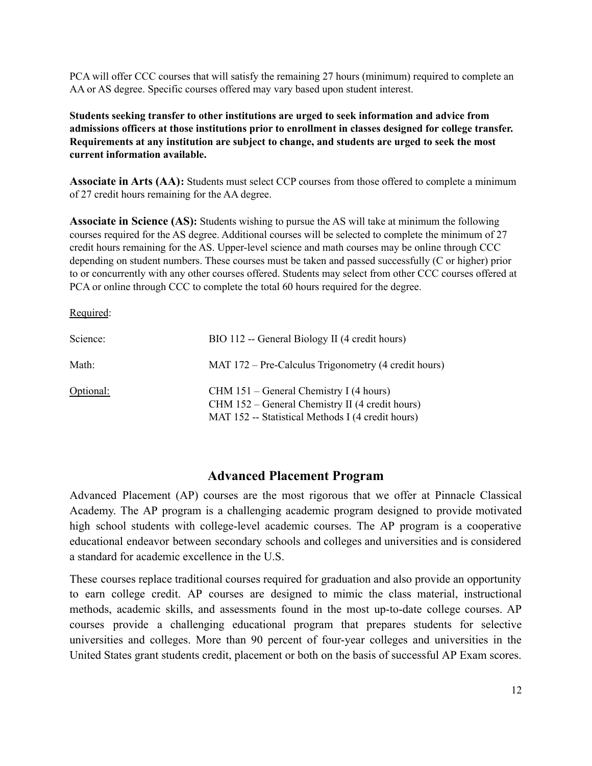PCA will offer CCC courses that will satisfy the remaining 27 hours (minimum) required to complete an AA or AS degree. Specific courses offered may vary based upon student interest.

**Students seeking transfer to other institutions are urged to seek information and advice from admissions officers at those institutions prior to enrollment in classes designed for college transfer. Requirements at any institution are subject to change, and students are urged to seek the most current information available.**

**Associate in Arts (AA):** Students must select CCP courses from those offered to complete a minimum of 27 credit hours remaining for the AA degree.

**Associate in Science (AS):** Students wishing to pursue the AS will take at minimum the following courses required for the AS degree. Additional courses will be selected to complete the minimum of 27 credit hours remaining for the AS. Upper-level science and math courses may be online through CCC depending on student numbers. These courses must be taken and passed successfully (C or higher) prior to or concurrently with any other courses offered. Students may select from other CCC courses offered at PCA or online through CCC to complete the total 60 hours required for the degree.

Required:

Science: BIO 112 -- General Biology II (4 credit hours)

Math: MAT 172 – Pre-Calculus Trigonometry (4 credit hours)

Optional:
- CHM 151 – General Chemistry I (4 hours)
- CHM 152 – General Chemistry II (4 credit hours)
- MAT 152 -- Statistical Methods I (4 credit hours)

## Advanced Placement Program

Advanced Placement (AP) courses are the most rigorous that we offer at Pinnacle Classical Academy. The AP program is a challenging academic program designed to provide motivated high school students with college-level academic courses. The AP program is a cooperative educational endeavor between secondary schools and colleges and universities and is considered a standard for academic excellence in the U.S.

These courses replace traditional courses required for graduation and also provide an opportunity to earn college credit. AP courses are designed to mimic the class material, instructional methods, academic skills, and assessments found in the most up-to-date college courses. AP courses provide a challenging educational program that prepares students for selective universities and colleges. More than 90 percent of four-year colleges and universities in the United States grant students credit, placement or both on the basis of successful AP Exam scores.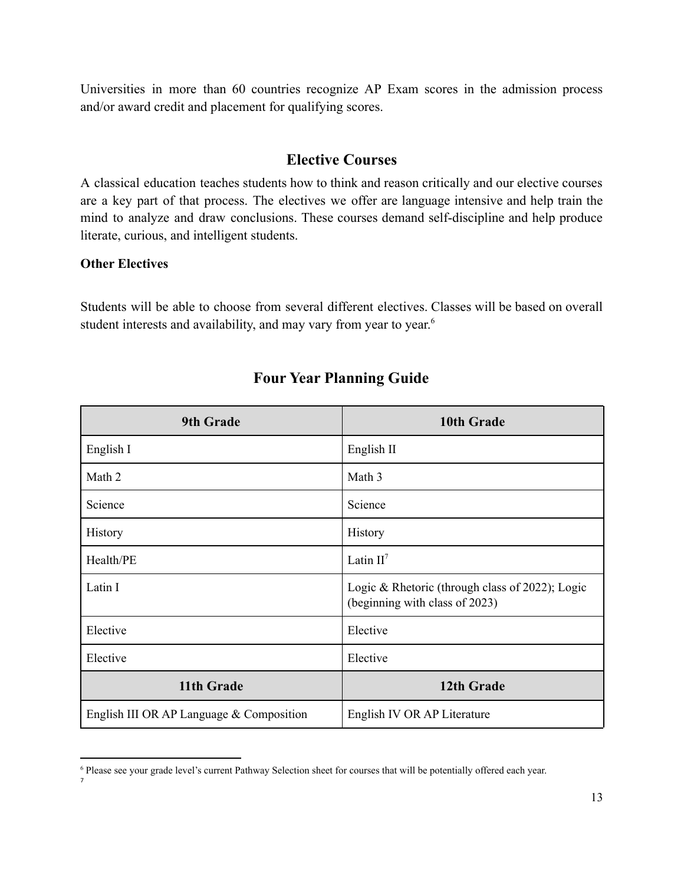Universities in more than 60 countries recognize AP Exam scores in the admission process and/or award credit and placement for qualifying scores.

## Elective Courses

A classical education teaches students how to think and reason critically and our elective courses are a key part of that process. The electives we offer are language intensive and help train the mind to analyze and draw conclusions. These courses demand self-discipline and help produce literate, curious, and intelligent students.

**Other Electives**

Students will be able to choose from several different electives. Classes will be based on overall student interests and availability, and may vary from year to year.[6]

## Four Year Planning Guide

| 9th Grade | 10th Grade |
|---|---|
| English I | English II |
| Math 2 | Math 3 |
| Science | Science |
| History | History |
| Health/PE | Latin II[7] |
| Latin I | Logic & Rhetoric (through class of 2022); Logic (beginning with class of 2023) |
| Elective | Elective |
| Elective | Elective |
| **11th Grade** | **12th Grade** |
| English III OR AP Language & Composition | English IV OR AP Literature |

[6] Please see your grade level's current Pathway Selection sheet for courses that will be potentially offered each year.

[7]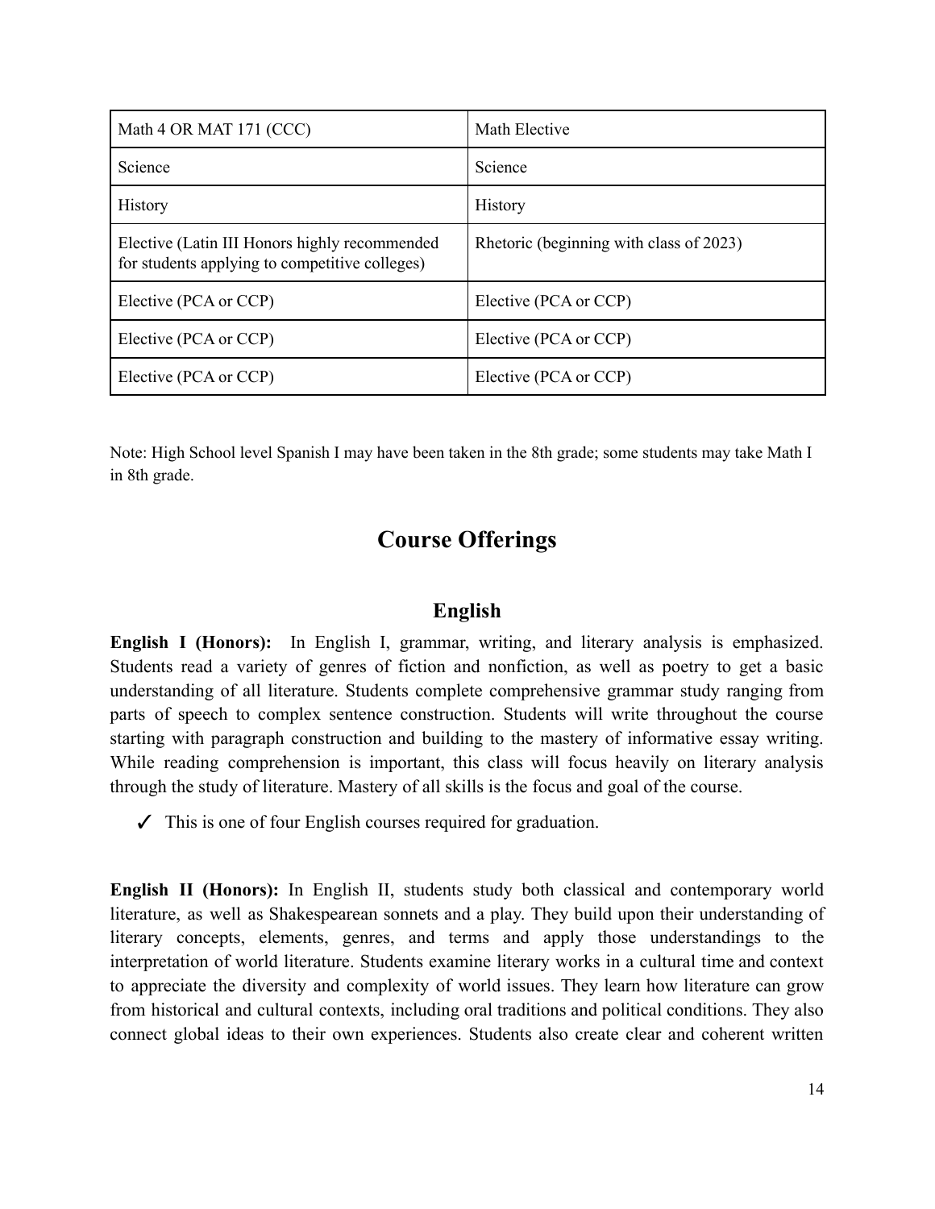| | |
|---|---|
| Math 4 OR MAT 171 (CCC) | Math Elective |
| Science | Science |
| History | History |
| Elective (Latin III Honors highly recommended for students applying to competitive colleges) | Rhetoric (beginning with class of 2023) |
| Elective (PCA or CCP) | Elective (PCA or CCP) |
| Elective (PCA or CCP) | Elective (PCA or CCP) |
| Elective (PCA or CCP) | Elective (PCA or CCP) |

Note: High School level Spanish I may have been taken in the 8th grade; some students may take Math I in 8th grade.

# Course Offerings

## English

**English I (Honors):** In English I, grammar, writing, and literary analysis is emphasized. Students read a variety of genres of fiction and nonfiction, as well as poetry to get a basic understanding of all literature. Students complete comprehensive grammar study ranging from parts of speech to complex sentence construction. Students will write throughout the course starting with paragraph construction and building to the mastery of informative essay writing. While reading comprehension is important, this class will focus heavily on literary analysis through the study of literature. Mastery of all skills is the focus and goal of the course.

✓ This is one of four English courses required for graduation.

**English II (Honors):** In English II, students study both classical and contemporary world literature, as well as Shakespearean sonnets and a play. They build upon their understanding of literary concepts, elements, genres, and terms and apply those understandings to the interpretation of world literature. Students examine literary works in a cultural time and context to appreciate the diversity and complexity of world issues. They learn how literature can grow from historical and cultural contexts, including oral traditions and political conditions. They also connect global ideas to their own experiences. Students also create clear and coherent written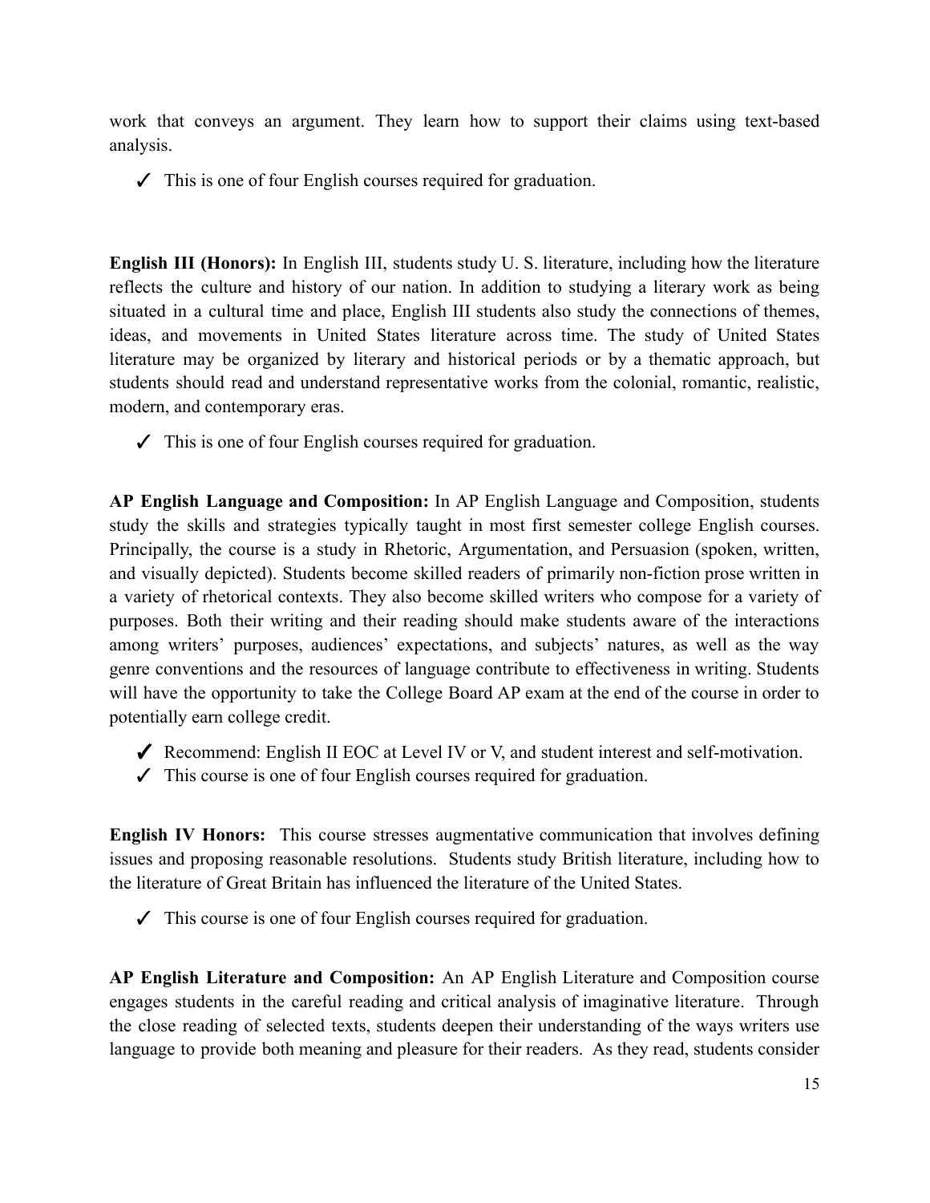work that conveys an argument. They learn how to support their claims using text-based analysis.

- ✓ This is one of four English courses required for graduation.

**English III (Honors):** In English III, students study U. S. literature, including how the literature reflects the culture and history of our nation. In addition to studying a literary work as being situated in a cultural time and place, English III students also study the connections of themes, ideas, and movements in United States literature across time. The study of United States literature may be organized by literary and historical periods or by a thematic approach, but students should read and understand representative works from the colonial, romantic, realistic, modern, and contemporary eras.

- ✓ This is one of four English courses required for graduation.

**AP English Language and Composition:** In AP English Language and Composition, students study the skills and strategies typically taught in most first semester college English courses. Principally, the course is a study in Rhetoric, Argumentation, and Persuasion (spoken, written, and visually depicted). Students become skilled readers of primarily non-fiction prose written in a variety of rhetorical contexts. They also become skilled writers who compose for a variety of purposes. Both their writing and their reading should make students aware of the interactions among writers' purposes, audiences' expectations, and subjects' natures, as well as the way genre conventions and the resources of language contribute to effectiveness in writing. Students will have the opportunity to take the College Board AP exam at the end of the course in order to potentially earn college credit.

- ✓ Recommend: English II EOC at Level IV or V, and student interest and self-motivation.
- ✓ This course is one of four English courses required for graduation.

**English IV Honors:** This course stresses augmentative communication that involves defining issues and proposing reasonable resolutions. Students study British literature, including how to the literature of Great Britain has influenced the literature of the United States.

- ✓ This course is one of four English courses required for graduation.

**AP English Literature and Composition:** An AP English Literature and Composition course engages students in the careful reading and critical analysis of imaginative literature. Through the close reading of selected texts, students deepen their understanding of the ways writers use language to provide both meaning and pleasure for their readers. As they read, students consider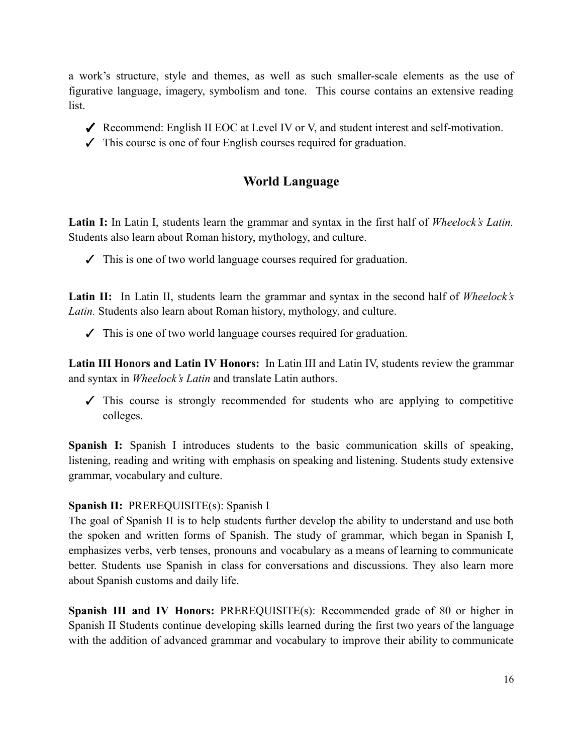a work's structure, style and themes, as well as such smaller-scale elements as the use of figurative language, imagery, symbolism and tone. This course contains an extensive reading list.

- ✓ Recommend: English II EOC at Level IV or V, and student interest and self-motivation.
- ✓ This course is one of four English courses required for graduation.

## World Language

**Latin I:** In Latin I, students learn the grammar and syntax in the first half of *Wheelock's Latin.* Students also learn about Roman history, mythology, and culture.

- ✓ This is one of two world language courses required for graduation.

**Latin II:** In Latin II, students learn the grammar and syntax in the second half of *Wheelock's Latin.* Students also learn about Roman history, mythology, and culture.

- ✓ This is one of two world language courses required for graduation.

**Latin III Honors and Latin IV Honors:** In Latin III and Latin IV, students review the grammar and syntax in *Wheelock's Latin* and translate Latin authors.

- ✓ This course is strongly recommended for students who are applying to competitive colleges.

**Spanish I:** Spanish I introduces students to the basic communication skills of speaking, listening, reading and writing with emphasis on speaking and listening. Students study extensive grammar, vocabulary and culture.

**Spanish II:** PREREQUISITE(s): Spanish I
The goal of Spanish II is to help students further develop the ability to understand and use both the spoken and written forms of Spanish. The study of grammar, which began in Spanish I, emphasizes verbs, verb tenses, pronouns and vocabulary as a means of learning to communicate better. Students use Spanish in class for conversations and discussions. They also learn more about Spanish customs and daily life.

**Spanish III and IV Honors:** PREREQUISITE(s): Recommended grade of 80 or higher in Spanish II Students continue developing skills learned during the first two years of the language with the addition of advanced grammar and vocabulary to improve their ability to communicate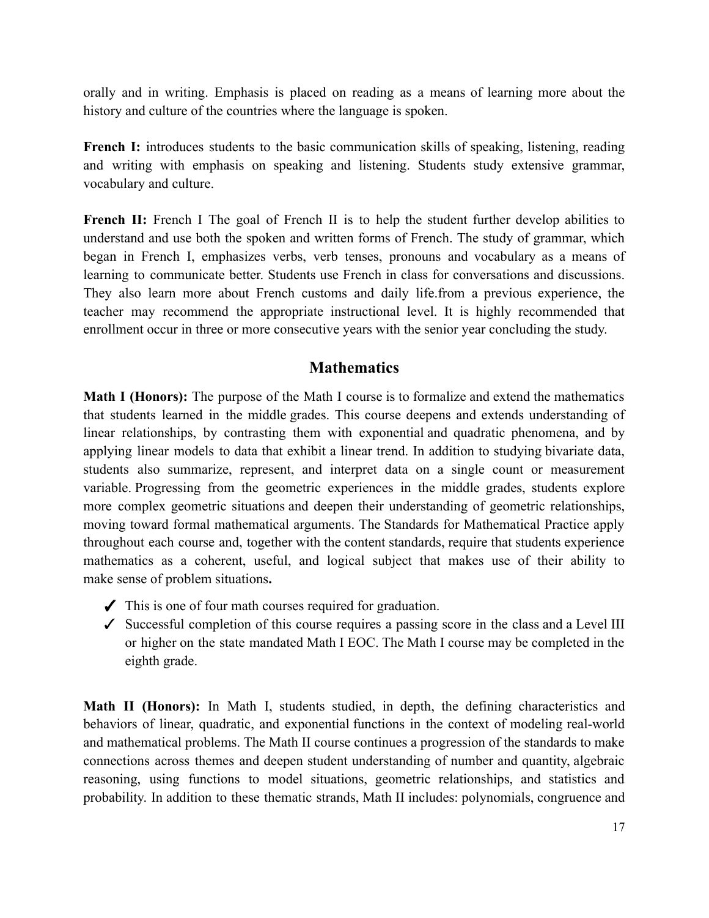orally and in writing. Emphasis is placed on reading as a means of learning more about the history and culture of the countries where the language is spoken.

**French I:** introduces students to the basic communication skills of speaking, listening, reading and writing with emphasis on speaking and listening. Students study extensive grammar, vocabulary and culture.

**French II:** French I The goal of French II is to help the student further develop abilities to understand and use both the spoken and written forms of French. The study of grammar, which began in French I, emphasizes verbs, verb tenses, pronouns and vocabulary as a means of learning to communicate better. Students use French in class for conversations and discussions. They also learn more about French customs and daily life.from a previous experience, the teacher may recommend the appropriate instructional level. It is highly recommended that enrollment occur in three or more consecutive years with the senior year concluding the study.

## Mathematics

**Math I (Honors):** The purpose of the Math I course is to formalize and extend the mathematics that students learned in the middle grades. This course deepens and extends understanding of linear relationships, by contrasting them with exponential and quadratic phenomena, and by applying linear models to data that exhibit a linear trend. In addition to studying bivariate data, students also summarize, represent, and interpret data on a single count or measurement variable. Progressing from the geometric experiences in the middle grades, students explore more complex geometric situations and deepen their understanding of geometric relationships, moving toward formal mathematical arguments. The Standards for Mathematical Practice apply throughout each course and, together with the content standards, require that students experience mathematics as a coherent, useful, and logical subject that makes use of their ability to make sense of problem situations**.**

- ✓ This is one of four math courses required for graduation.
- ✓ Successful completion of this course requires a passing score in the class and a Level III or higher on the state mandated Math I EOC. The Math I course may be completed in the eighth grade.

**Math II (Honors):** In Math I, students studied, in depth, the defining characteristics and behaviors of linear, quadratic, and exponential functions in the context of modeling real-world and mathematical problems. The Math II course continues a progression of the standards to make connections across themes and deepen student understanding of number and quantity, algebraic reasoning, using functions to model situations, geometric relationships, and statistics and probability. In addition to these thematic strands, Math II includes: polynomials, congruence and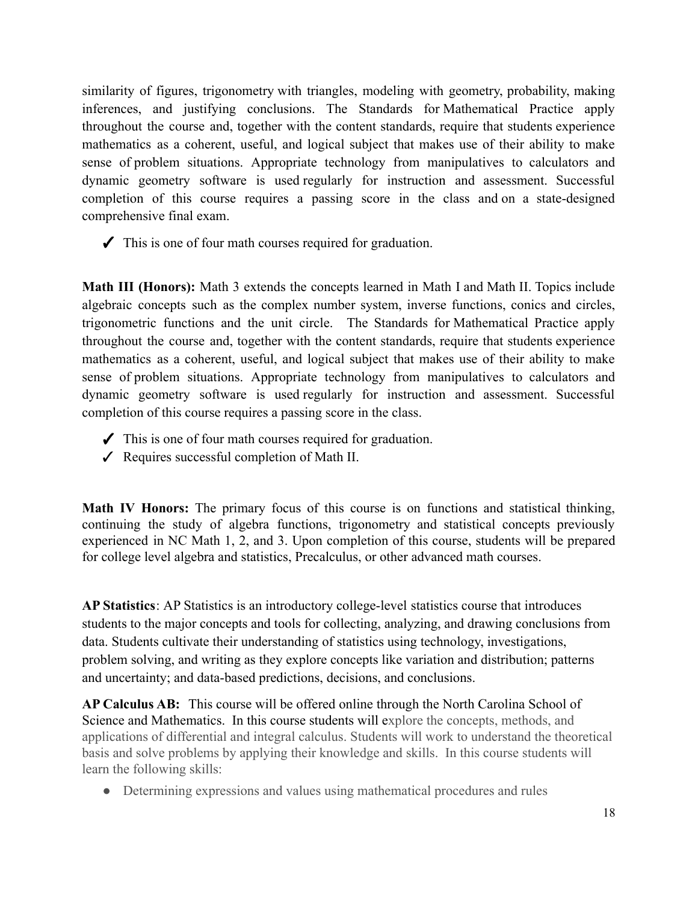similarity of figures, trigonometry with triangles, modeling with geometry, probability, making inferences, and justifying conclusions. The Standards for Mathematical Practice apply throughout the course and, together with the content standards, require that students experience mathematics as a coherent, useful, and logical subject that makes use of their ability to make sense of problem situations. Appropriate technology from manipulatives to calculators and dynamic geometry software is used regularly for instruction and assessment. Successful completion of this course requires a passing score in the class and on a state-designed comprehensive final exam.

- ✓ This is one of four math courses required for graduation.

**Math III (Honors):** Math 3 extends the concepts learned in Math I and Math II. Topics include algebraic concepts such as the complex number system, inverse functions, conics and circles, trigonometric functions and the unit circle. The Standards for Mathematical Practice apply throughout the course and, together with the content standards, require that students experience mathematics as a coherent, useful, and logical subject that makes use of their ability to make sense of problem situations. Appropriate technology from manipulatives to calculators and dynamic geometry software is used regularly for instruction and assessment. Successful completion of this course requires a passing score in the class.

- ✓ This is one of four math courses required for graduation.
- ✓ Requires successful completion of Math II.

**Math IV Honors:** The primary focus of this course is on functions and statistical thinking, continuing the study of algebra functions, trigonometry and statistical concepts previously experienced in NC Math 1, 2, and 3. Upon completion of this course, students will be prepared for college level algebra and statistics, Precalculus, or other advanced math courses.

**AP Statistics**: AP Statistics is an introductory college-level statistics course that introduces students to the major concepts and tools for collecting, analyzing, and drawing conclusions from data. Students cultivate their understanding of statistics using technology, investigations, problem solving, and writing as they explore concepts like variation and distribution; patterns and uncertainty; and data-based predictions, decisions, and conclusions.

**AP Calculus AB:** This course will be offered online through the North Carolina School of Science and Mathematics. In this course students will explore the concepts, methods, and applications of differential and integral calculus. Students will work to understand the theoretical basis and solve problems by applying their knowledge and skills. In this course students will learn the following skills:

- Determining expressions and values using mathematical procedures and rules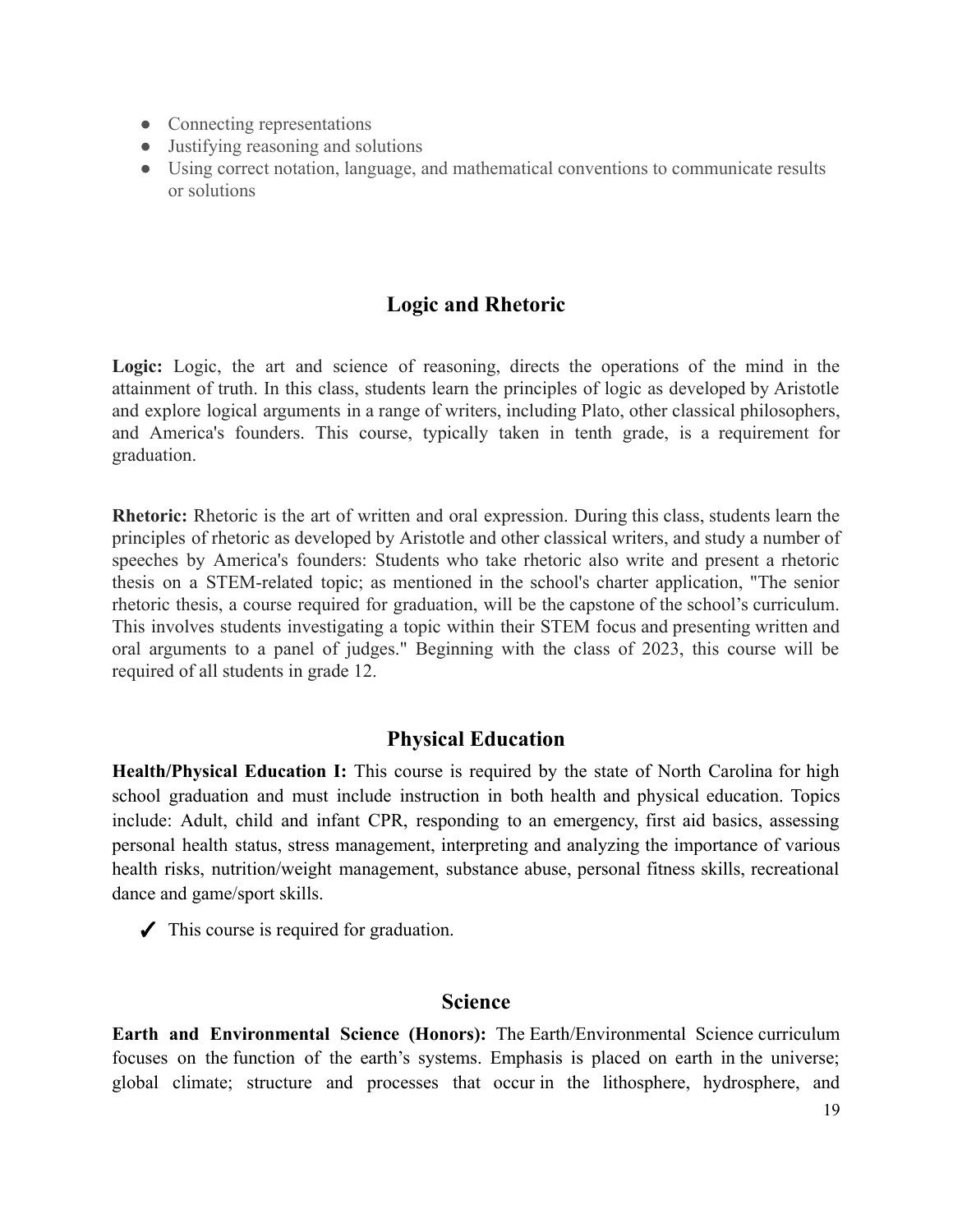- Connecting representations
- Justifying reasoning and solutions
- Using correct notation, language, and mathematical conventions to communicate results or solutions

## Logic and Rhetoric

**Logic:** Logic, the art and science of reasoning, directs the operations of the mind in the attainment of truth. In this class, students learn the principles of logic as developed by Aristotle and explore logical arguments in a range of writers, including Plato, other classical philosophers, and America's founders. This course, typically taken in tenth grade, is a requirement for graduation.

**Rhetoric:** Rhetoric is the art of written and oral expression. During this class, students learn the principles of rhetoric as developed by Aristotle and other classical writers, and study a number of speeches by America's founders: Students who take rhetoric also write and present a rhetoric thesis on a STEM-related topic; as mentioned in the school's charter application, "The senior rhetoric thesis, a course required for graduation, will be the capstone of the school's curriculum. This involves students investigating a topic within their STEM focus and presenting written and oral arguments to a panel of judges." Beginning with the class of 2023, this course will be required of all students in grade 12.

## Physical Education

**Health/Physical Education I:** This course is required by the state of North Carolina for high school graduation and must include instruction in both health and physical education. Topics include: Adult, child and infant CPR, responding to an emergency, first aid basics, assessing personal health status, stress management, interpreting and analyzing the importance of various health risks, nutrition/weight management, substance abuse, personal fitness skills, recreational dance and game/sport skills.

✓ This course is required for graduation.

## Science

**Earth and Environmental Science (Honors):** The Earth/Environmental Science curriculum focuses on the function of the earth's systems. Emphasis is placed on earth in the universe; global climate; structure and processes that occur in the lithosphere, hydrosphere, and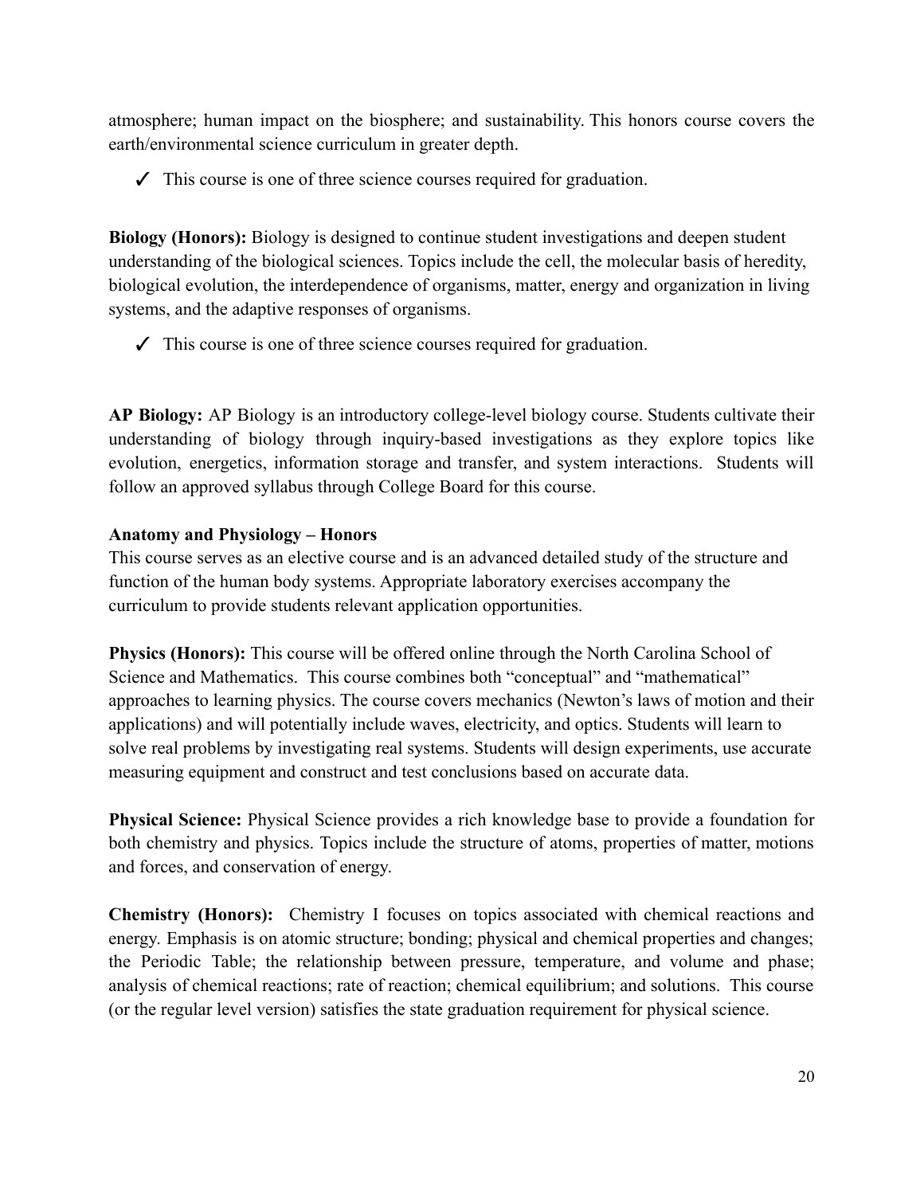atmosphere; human impact on the biosphere; and sustainability. This honors course covers the earth/environmental science curriculum in greater depth.

✓ This course is one of three science courses required for graduation.

**Biology (Honors):** Biology is designed to continue student investigations and deepen student understanding of the biological sciences. Topics include the cell, the molecular basis of heredity, biological evolution, the interdependence of organisms, matter, energy and organization in living systems, and the adaptive responses of organisms.

✓ This course is one of three science courses required for graduation.

**AP Biology:** AP Biology is an introductory college-level biology course. Students cultivate their understanding of biology through inquiry-based investigations as they explore topics like evolution, energetics, information storage and transfer, and system interactions. Students will follow an approved syllabus through College Board for this course.

**Anatomy and Physiology – Honors**

This course serves as an elective course and is an advanced detailed study of the structure and function of the human body systems. Appropriate laboratory exercises accompany the curriculum to provide students relevant application opportunities.

**Physics (Honors):** This course will be offered online through the North Carolina School of Science and Mathematics. This course combines both "conceptual" and "mathematical" approaches to learning physics. The course covers mechanics (Newton's laws of motion and their applications) and will potentially include waves, electricity, and optics. Students will learn to solve real problems by investigating real systems. Students will design experiments, use accurate measuring equipment and construct and test conclusions based on accurate data.

**Physical Science:** Physical Science provides a rich knowledge base to provide a foundation for both chemistry and physics. Topics include the structure of atoms, properties of matter, motions and forces, and conservation of energy.

**Chemistry (Honors):** Chemistry I focuses on topics associated with chemical reactions and energy. Emphasis is on atomic structure; bonding; physical and chemical properties and changes; the Periodic Table; the relationship between pressure, temperature, and volume and phase; analysis of chemical reactions; rate of reaction; chemical equilibrium; and solutions. This course (or the regular level version) satisfies the state graduation requirement for physical science.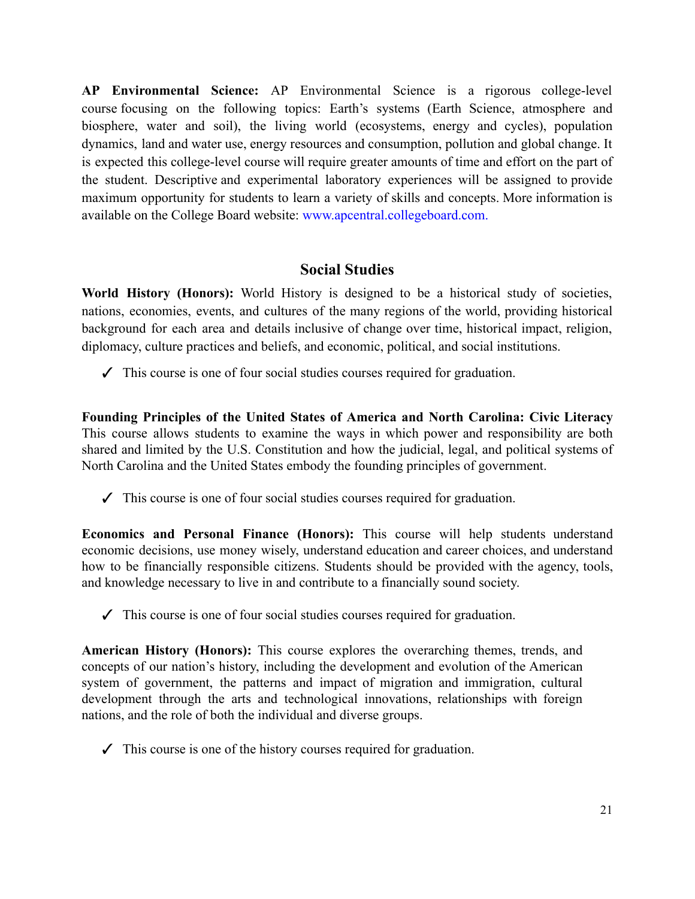**AP Environmental Science:** AP Environmental Science is a rigorous college-level course focusing on the following topics: Earth's systems (Earth Science, atmosphere and biosphere, water and soil), the living world (ecosystems, energy and cycles), population dynamics, land and water use, energy resources and consumption, pollution and global change. It is expected this college-level course will require greater amounts of time and effort on the part of the student. Descriptive and experimental laboratory experiences will be assigned to provide maximum opportunity for students to learn a variety of skills and concepts. More information is available on the College Board website: www.apcentral.collegeboard.com.

## Social Studies

**World History (Honors):** World History is designed to be a historical study of societies, nations, economies, events, and cultures of the many regions of the world, providing historical background for each area and details inclusive of change over time, historical impact, religion, diplomacy, culture practices and beliefs, and economic, political, and social institutions.

- ✓ This course is one of four social studies courses required for graduation.

**Founding Principles of the United States of America and North Carolina: Civic Literacy** This course allows students to examine the ways in which power and responsibility are both shared and limited by the U.S. Constitution and how the judicial, legal, and political systems of North Carolina and the United States embody the founding principles of government.

- ✓ This course is one of four social studies courses required for graduation.

**Economics and Personal Finance (Honors):** This course will help students understand economic decisions, use money wisely, understand education and career choices, and understand how to be financially responsible citizens. Students should be provided with the agency, tools, and knowledge necessary to live in and contribute to a financially sound society.

- ✓ This course is one of four social studies courses required for graduation.

**American History (Honors):** This course explores the overarching themes, trends, and concepts of our nation's history, including the development and evolution of the American system of government, the patterns and impact of migration and immigration, cultural development through the arts and technological innovations, relationships with foreign nations, and the role of both the individual and diverse groups.

- ✓ This course is one of the history courses required for graduation.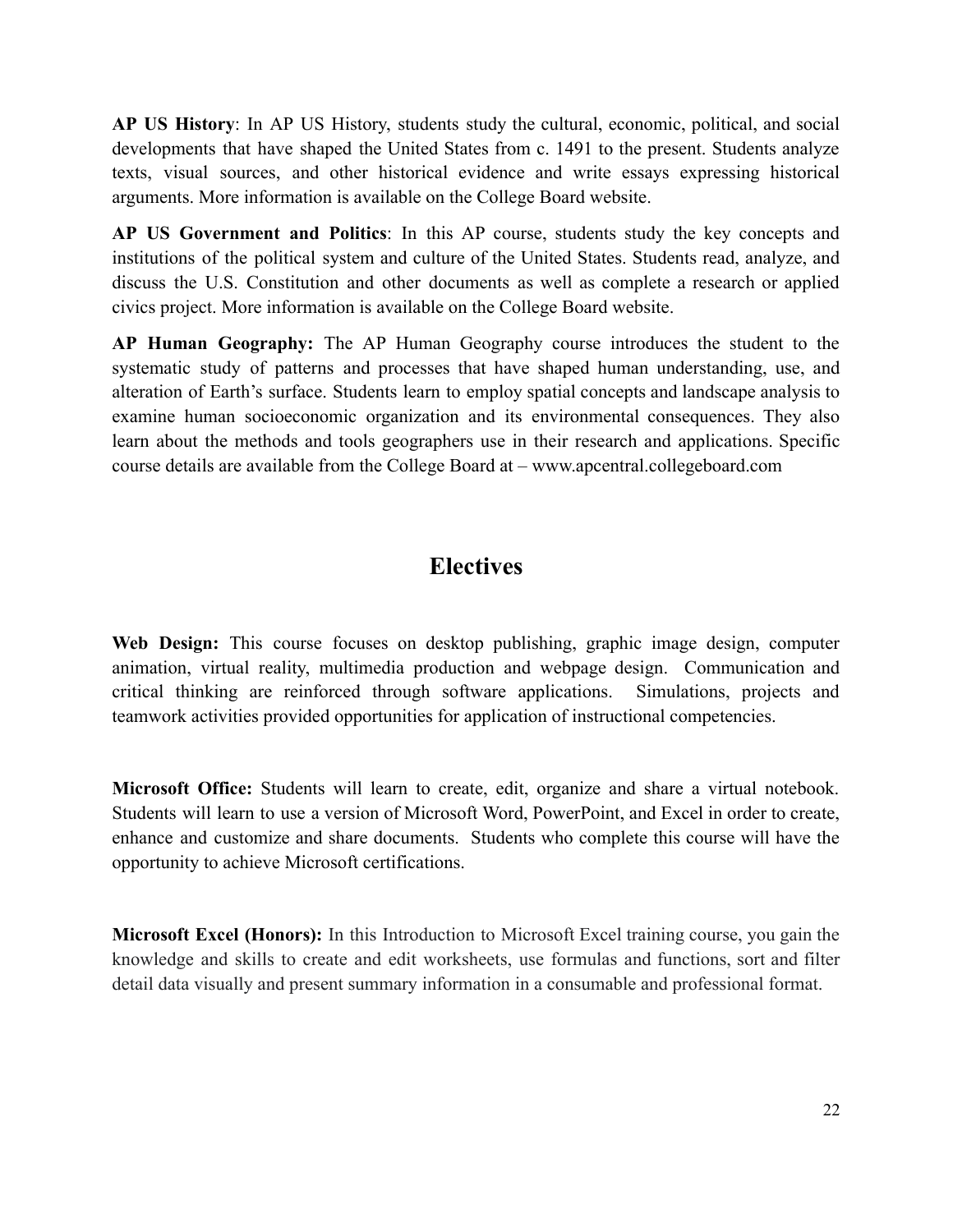**AP US History**: In AP US History, students study the cultural, economic, political, and social developments that have shaped the United States from c. 1491 to the present. Students analyze texts, visual sources, and other historical evidence and write essays expressing historical arguments. More information is available on the College Board website.

**AP US Government and Politics**: In this AP course, students study the key concepts and institutions of the political system and culture of the United States. Students read, analyze, and discuss the U.S. Constitution and other documents as well as complete a research or applied civics project. More information is available on the College Board website.

**AP Human Geography:** The AP Human Geography course introduces the student to the systematic study of patterns and processes that have shaped human understanding, use, and alteration of Earth's surface. Students learn to employ spatial concepts and landscape analysis to examine human socioeconomic organization and its environmental consequences. They also learn about the methods and tools geographers use in their research and applications. Specific course details are available from the College Board at – www.apcentral.collegeboard.com

## Electives

**Web Design:** This course focuses on desktop publishing, graphic image design, computer animation, virtual reality, multimedia production and webpage design. Communication and critical thinking are reinforced through software applications. Simulations, projects and teamwork activities provided opportunities for application of instructional competencies.

**Microsoft Office:** Students will learn to create, edit, organize and share a virtual notebook. Students will learn to use a version of Microsoft Word, PowerPoint, and Excel in order to create, enhance and customize and share documents. Students who complete this course will have the opportunity to achieve Microsoft certifications.

**Microsoft Excel (Honors):** In this Introduction to Microsoft Excel training course, you gain the knowledge and skills to create and edit worksheets, use formulas and functions, sort and filter detail data visually and present summary information in a consumable and professional format.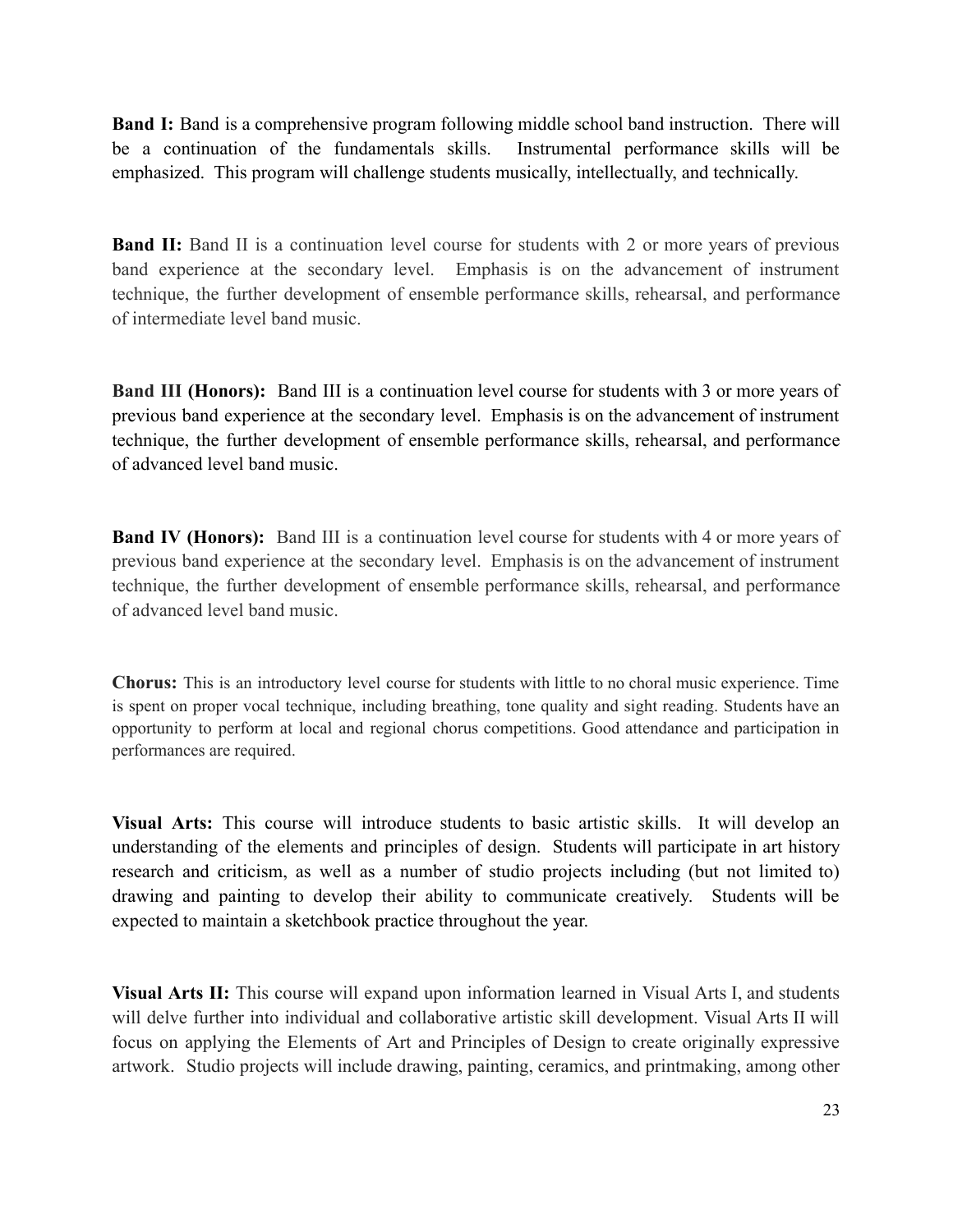**Band I:** Band is a comprehensive program following middle school band instruction. There will be a continuation of the fundamentals skills. Instrumental performance skills will be emphasized. This program will challenge students musically, intellectually, and technically.

**Band II:** Band II is a continuation level course for students with 2 or more years of previous band experience at the secondary level. Emphasis is on the advancement of instrument technique, the further development of ensemble performance skills, rehearsal, and performance of intermediate level band music.

**Band III (Honors):** Band III is a continuation level course for students with 3 or more years of previous band experience at the secondary level. Emphasis is on the advancement of instrument technique, the further development of ensemble performance skills, rehearsal, and performance of advanced level band music.

**Band IV (Honors):** Band III is a continuation level course for students with 4 or more years of previous band experience at the secondary level. Emphasis is on the advancement of instrument technique, the further development of ensemble performance skills, rehearsal, and performance of advanced level band music.

**Chorus:** This is an introductory level course for students with little to no choral music experience. Time is spent on proper vocal technique, including breathing, tone quality and sight reading. Students have an opportunity to perform at local and regional chorus competitions. Good attendance and participation in performances are required.

**Visual Arts:** This course will introduce students to basic artistic skills. It will develop an understanding of the elements and principles of design. Students will participate in art history research and criticism, as well as a number of studio projects including (but not limited to) drawing and painting to develop their ability to communicate creatively. Students will be expected to maintain a sketchbook practice throughout the year.

**Visual Arts II:** This course will expand upon information learned in Visual Arts I, and students will delve further into individual and collaborative artistic skill development. Visual Arts II will focus on applying the Elements of Art and Principles of Design to create originally expressive artwork. Studio projects will include drawing, painting, ceramics, and printmaking, among other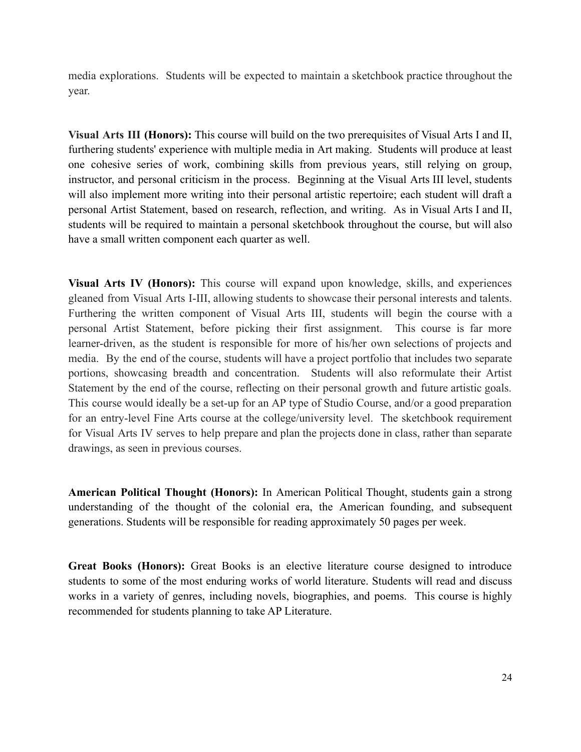media explorations. Students will be expected to maintain a sketchbook practice throughout the year.

**Visual Arts III (Honors):** This course will build on the two prerequisites of Visual Arts I and II, furthering students' experience with multiple media in Art making. Students will produce at least one cohesive series of work, combining skills from previous years, still relying on group, instructor, and personal criticism in the process. Beginning at the Visual Arts III level, students will also implement more writing into their personal artistic repertoire; each student will draft a personal Artist Statement, based on research, reflection, and writing. As in Visual Arts I and II, students will be required to maintain a personal sketchbook throughout the course, but will also have a small written component each quarter as well.

**Visual Arts IV (Honors):** This course will expand upon knowledge, skills, and experiences gleaned from Visual Arts I-III, allowing students to showcase their personal interests and talents. Furthering the written component of Visual Arts III, students will begin the course with a personal Artist Statement, before picking their first assignment. This course is far more learner-driven, as the student is responsible for more of his/her own selections of projects and media. By the end of the course, students will have a project portfolio that includes two separate portions, showcasing breadth and concentration. Students will also reformulate their Artist Statement by the end of the course, reflecting on their personal growth and future artistic goals. This course would ideally be a set-up for an AP type of Studio Course, and/or a good preparation for an entry-level Fine Arts course at the college/university level. The sketchbook requirement for Visual Arts IV serves to help prepare and plan the projects done in class, rather than separate drawings, as seen in previous courses.

**American Political Thought (Honors):** In American Political Thought, students gain a strong understanding of the thought of the colonial era, the American founding, and subsequent generations. Students will be responsible for reading approximately 50 pages per week.

**Great Books (Honors):** Great Books is an elective literature course designed to introduce students to some of the most enduring works of world literature. Students will read and discuss works in a variety of genres, including novels, biographies, and poems. This course is highly recommended for students planning to take AP Literature.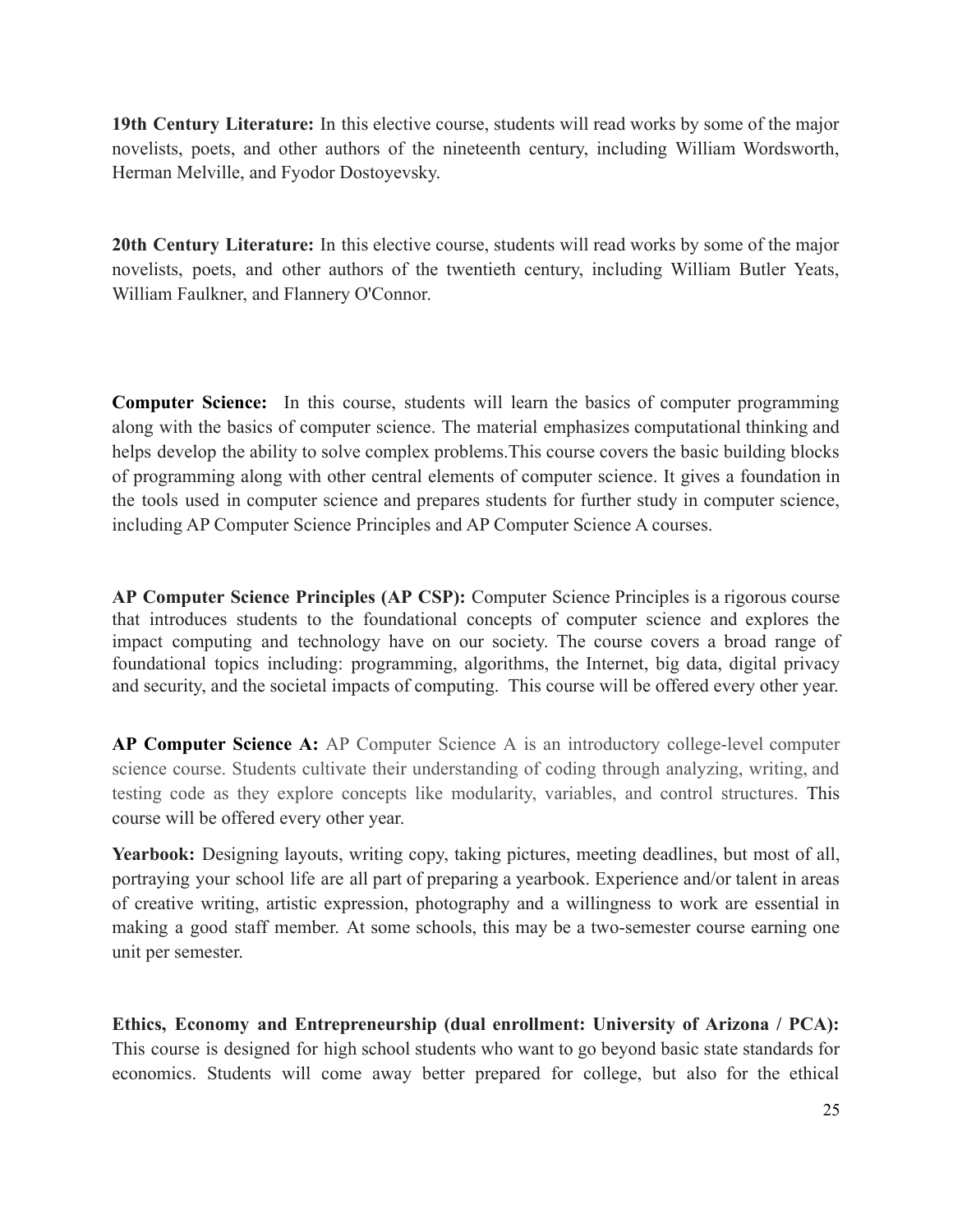**19th Century Literature:** In this elective course, students will read works by some of the major novelists, poets, and other authors of the nineteenth century, including William Wordsworth, Herman Melville, and Fyodor Dostoyevsky.

**20th Century Literature:** In this elective course, students will read works by some of the major novelists, poets, and other authors of the twentieth century, including William Butler Yeats, William Faulkner, and Flannery O'Connor.

**Computer Science:** In this course, students will learn the basics of computer programming along with the basics of computer science. The material emphasizes computational thinking and helps develop the ability to solve complex problems.This course covers the basic building blocks of programming along with other central elements of computer science. It gives a foundation in the tools used in computer science and prepares students for further study in computer science, including AP Computer Science Principles and AP Computer Science A courses.

**AP Computer Science Principles (AP CSP):** Computer Science Principles is a rigorous course that introduces students to the foundational concepts of computer science and explores the impact computing and technology have on our society. The course covers a broad range of foundational topics including: programming, algorithms, the Internet, big data, digital privacy and security, and the societal impacts of computing. This course will be offered every other year.

**AP Computer Science A:** AP Computer Science A is an introductory college-level computer science course. Students cultivate their understanding of coding through analyzing, writing, and testing code as they explore concepts like modularity, variables, and control structures. This course will be offered every other year.

**Yearbook:** Designing layouts, writing copy, taking pictures, meeting deadlines, but most of all, portraying your school life are all part of preparing a yearbook. Experience and/or talent in areas of creative writing, artistic expression, photography and a willingness to work are essential in making a good staff member. At some schools, this may be a two-semester course earning one unit per semester.

**Ethics, Economy and Entrepreneurship (dual enrollment: University of Arizona / PCA):** This course is designed for high school students who want to go beyond basic state standards for economics. Students will come away better prepared for college, but also for the ethical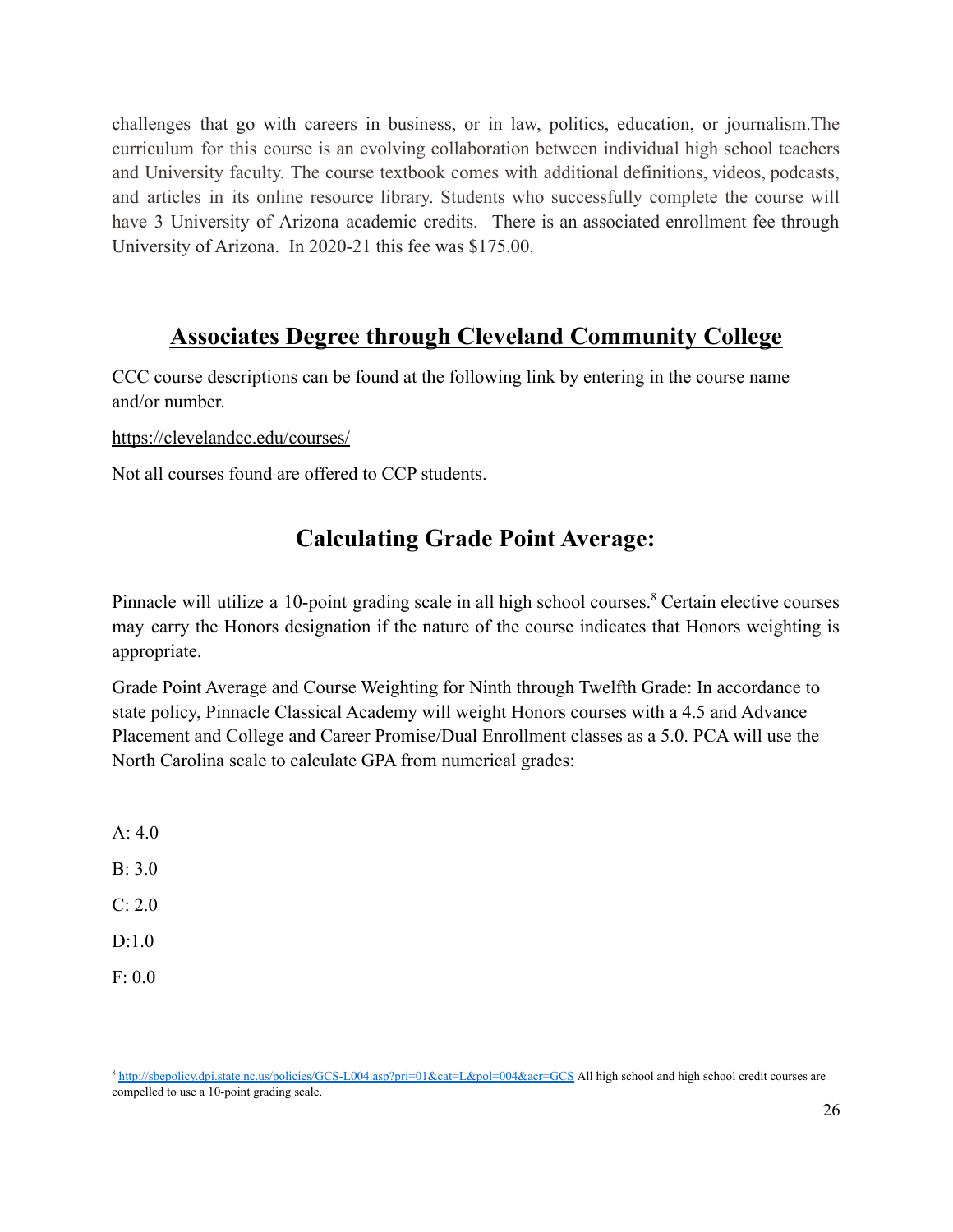challenges that go with careers in business, or in law, politics, education, or journalism.The curriculum for this course is an evolving collaboration between individual high school teachers and University faculty. The course textbook comes with additional definitions, videos, podcasts, and articles in its online resource library. Students who successfully complete the course will have 3 University of Arizona academic credits. There is an associated enrollment fee through University of Arizona. In 2020-21 this fee was $175.00.

## Associates Degree through Cleveland Community College

CCC course descriptions can be found at the following link by entering in the course name and/or number.

https://clevelandcc.edu/courses/

Not all courses found are offered to CCP students.

## Calculating Grade Point Average:

Pinnacle will utilize a 10-point grading scale in all high school courses.[8] Certain elective courses may carry the Honors designation if the nature of the course indicates that Honors weighting is appropriate.

Grade Point Average and Course Weighting for Ninth through Twelfth Grade: In accordance to state policy, Pinnacle Classical Academy will weight Honors courses with a 4.5 and Advance Placement and College and Career Promise/Dual Enrollment classes as a 5.0. PCA will use the North Carolina scale to calculate GPA from numerical grades:

A: 4.0

B: 3.0

C: 2.0

D:1.0

F: 0.0

---

[8] http://sbepolicy.dpi.state.nc.us/policies/GCS-L004.asp?pri=01&cat=L&pol=004&acr=GCS All high school and high school credit courses are compelled to use a 10-point grading scale.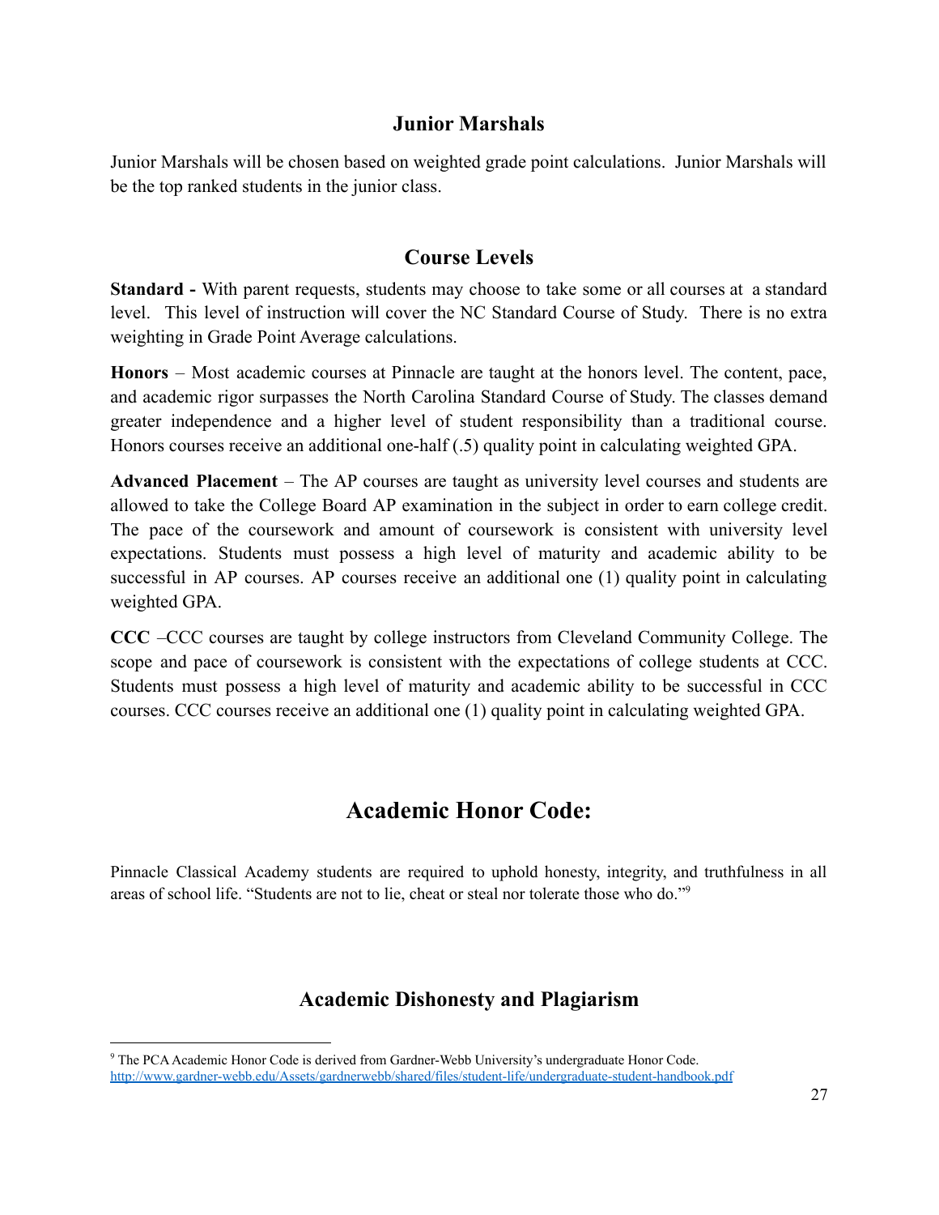## Junior Marshals

Junior Marshals will be chosen based on weighted grade point calculations. Junior Marshals will be the top ranked students in the junior class.

## Course Levels

**Standard -** With parent requests, students may choose to take some or all courses at a standard level. This level of instruction will cover the NC Standard Course of Study. There is no extra weighting in Grade Point Average calculations.

**Honors** – Most academic courses at Pinnacle are taught at the honors level. The content, pace, and academic rigor surpasses the North Carolina Standard Course of Study. The classes demand greater independence and a higher level of student responsibility than a traditional course. Honors courses receive an additional one-half (.5) quality point in calculating weighted GPA.

**Advanced Placement** – The AP courses are taught as university level courses and students are allowed to take the College Board AP examination in the subject in order to earn college credit. The pace of the coursework and amount of coursework is consistent with university level expectations. Students must possess a high level of maturity and academic ability to be successful in AP courses. AP courses receive an additional one (1) quality point in calculating weighted GPA.

**CCC** –CCC courses are taught by college instructors from Cleveland Community College. The scope and pace of coursework is consistent with the expectations of college students at CCC. Students must possess a high level of maturity and academic ability to be successful in CCC courses. CCC courses receive an additional one (1) quality point in calculating weighted GPA.

# Academic Honor Code:

Pinnacle Classical Academy students are required to uphold honesty, integrity, and truthfulness in all areas of school life. “Students are not to lie, cheat or steal nor tolerate those who do.”[9]

## Academic Dishonesty and Plagiarism

[9] The PCA Academic Honor Code is derived from Gardner-Webb University’s undergraduate Honor Code. http://www.gardner-webb.edu/Assets/gardnerwebb/shared/files/student-life/undergraduate-student-handbook.pdf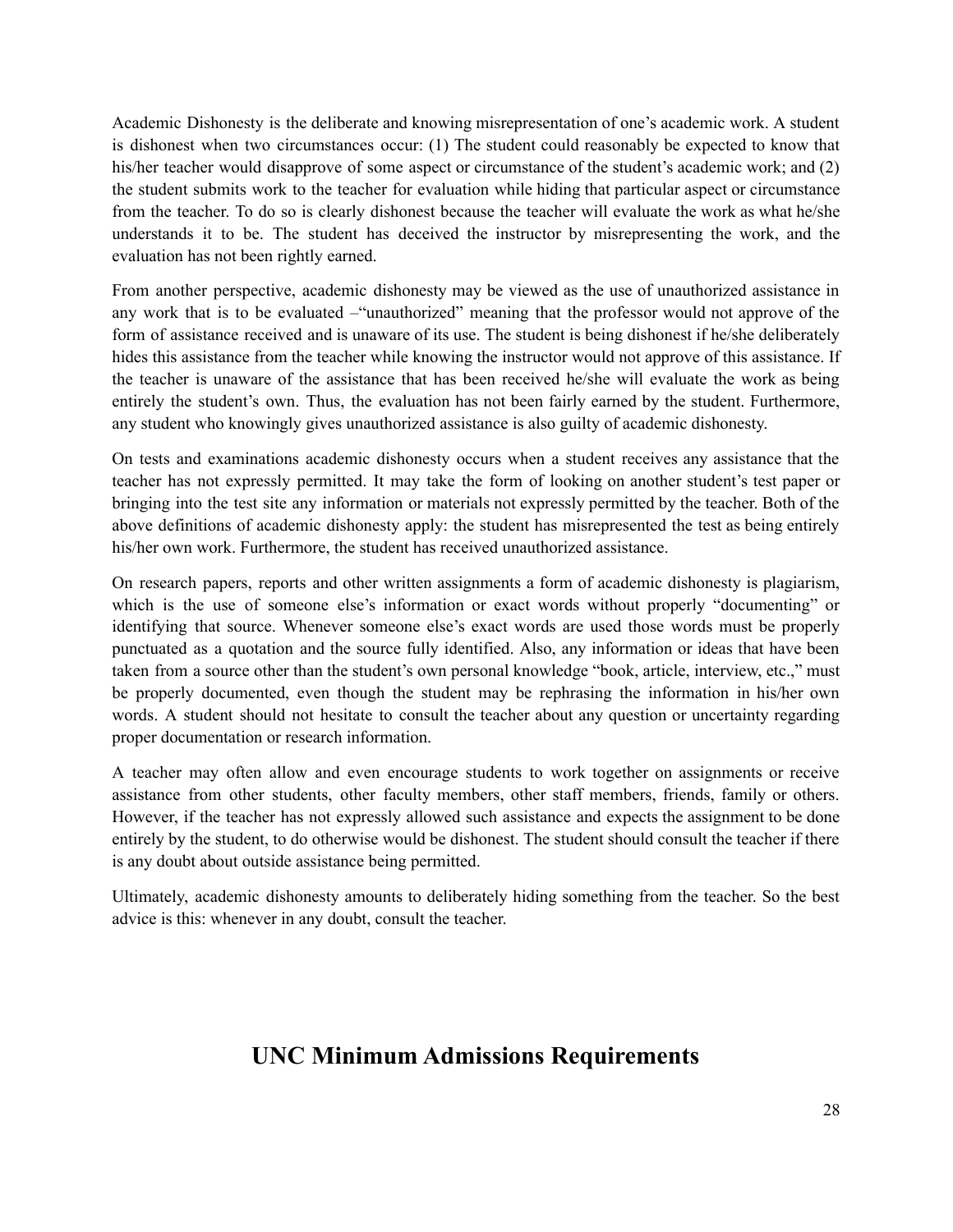Academic Dishonesty is the deliberate and knowing misrepresentation of one's academic work. A student is dishonest when two circumstances occur: (1) The student could reasonably be expected to know that his/her teacher would disapprove of some aspect or circumstance of the student's academic work; and (2) the student submits work to the teacher for evaluation while hiding that particular aspect or circumstance from the teacher. To do so is clearly dishonest because the teacher will evaluate the work as what he/she understands it to be. The student has deceived the instructor by misrepresenting the work, and the evaluation has not been rightly earned.

From another perspective, academic dishonesty may be viewed as the use of unauthorized assistance in any work that is to be evaluated –"unauthorized" meaning that the professor would not approve of the form of assistance received and is unaware of its use. The student is being dishonest if he/she deliberately hides this assistance from the teacher while knowing the instructor would not approve of this assistance. If the teacher is unaware of the assistance that has been received he/she will evaluate the work as being entirely the student's own. Thus, the evaluation has not been fairly earned by the student. Furthermore, any student who knowingly gives unauthorized assistance is also guilty of academic dishonesty.

On tests and examinations academic dishonesty occurs when a student receives any assistance that the teacher has not expressly permitted. It may take the form of looking on another student's test paper or bringing into the test site any information or materials not expressly permitted by the teacher. Both of the above definitions of academic dishonesty apply: the student has misrepresented the test as being entirely his/her own work. Furthermore, the student has received unauthorized assistance.

On research papers, reports and other written assignments a form of academic dishonesty is plagiarism, which is the use of someone else's information or exact words without properly "documenting" or identifying that source. Whenever someone else's exact words are used those words must be properly punctuated as a quotation and the source fully identified. Also, any information or ideas that have been taken from a source other than the student's own personal knowledge "book, article, interview, etc.," must be properly documented, even though the student may be rephrasing the information in his/her own words. A student should not hesitate to consult the teacher about any question or uncertainty regarding proper documentation or research information.

A teacher may often allow and even encourage students to work together on assignments or receive assistance from other students, other faculty members, other staff members, friends, family or others. However, if the teacher has not expressly allowed such assistance and expects the assignment to be done entirely by the student, to do otherwise would be dishonest. The student should consult the teacher if there is any doubt about outside assistance being permitted.

Ultimately, academic dishonesty amounts to deliberately hiding something from the teacher. So the best advice is this: whenever in any doubt, consult the teacher.

## UNC Minimum Admissions Requirements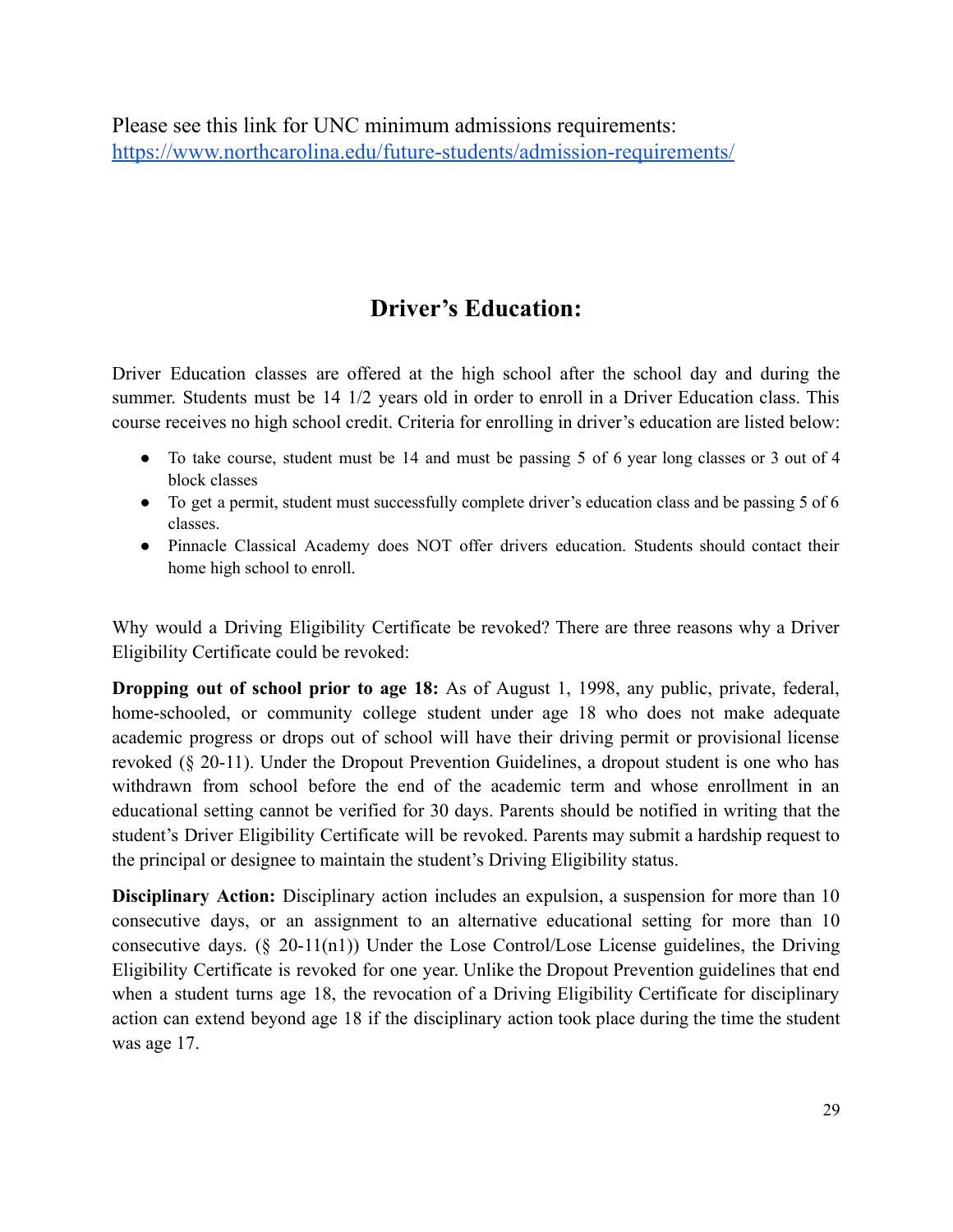Please see this link for UNC minimum admissions requirements: [https://www.northcarolina.edu/future-students/admission-requirements/](https://www.northcarolina.edu/future-students/admission-requirements/)

## Driver's Education:

Driver Education classes are offered at the high school after the school day and during the summer. Students must be 14 1/2 years old in order to enroll in a Driver Education class. This course receives no high school credit. Criteria for enrolling in driver's education are listed below:

- To take course, student must be 14 and must be passing 5 of 6 year long classes or 3 out of 4 block classes
- To get a permit, student must successfully complete driver's education class and be passing 5 of 6 classes.
- Pinnacle Classical Academy does NOT offer drivers education. Students should contact their home high school to enroll.

Why would a Driving Eligibility Certificate be revoked? There are three reasons why a Driver Eligibility Certificate could be revoked:

**Dropping out of school prior to age 18:** As of August 1, 1998, any public, private, federal, home-schooled, or community college student under age 18 who does not make adequate academic progress or drops out of school will have their driving permit or provisional license revoked (§ 20-11). Under the Dropout Prevention Guidelines, a dropout student is one who has withdrawn from school before the end of the academic term and whose enrollment in an educational setting cannot be verified for 30 days. Parents should be notified in writing that the student's Driver Eligibility Certificate will be revoked. Parents may submit a hardship request to the principal or designee to maintain the student's Driving Eligibility status.

**Disciplinary Action:** Disciplinary action includes an expulsion, a suspension for more than 10 consecutive days, or an assignment to an alternative educational setting for more than 10 consecutive days. (§ 20-11(n1)) Under the Lose Control/Lose License guidelines, the Driving Eligibility Certificate is revoked for one year. Unlike the Dropout Prevention guidelines that end when a student turns age 18, the revocation of a Driving Eligibility Certificate for disciplinary action can extend beyond age 18 if the disciplinary action took place during the time the student was age 17.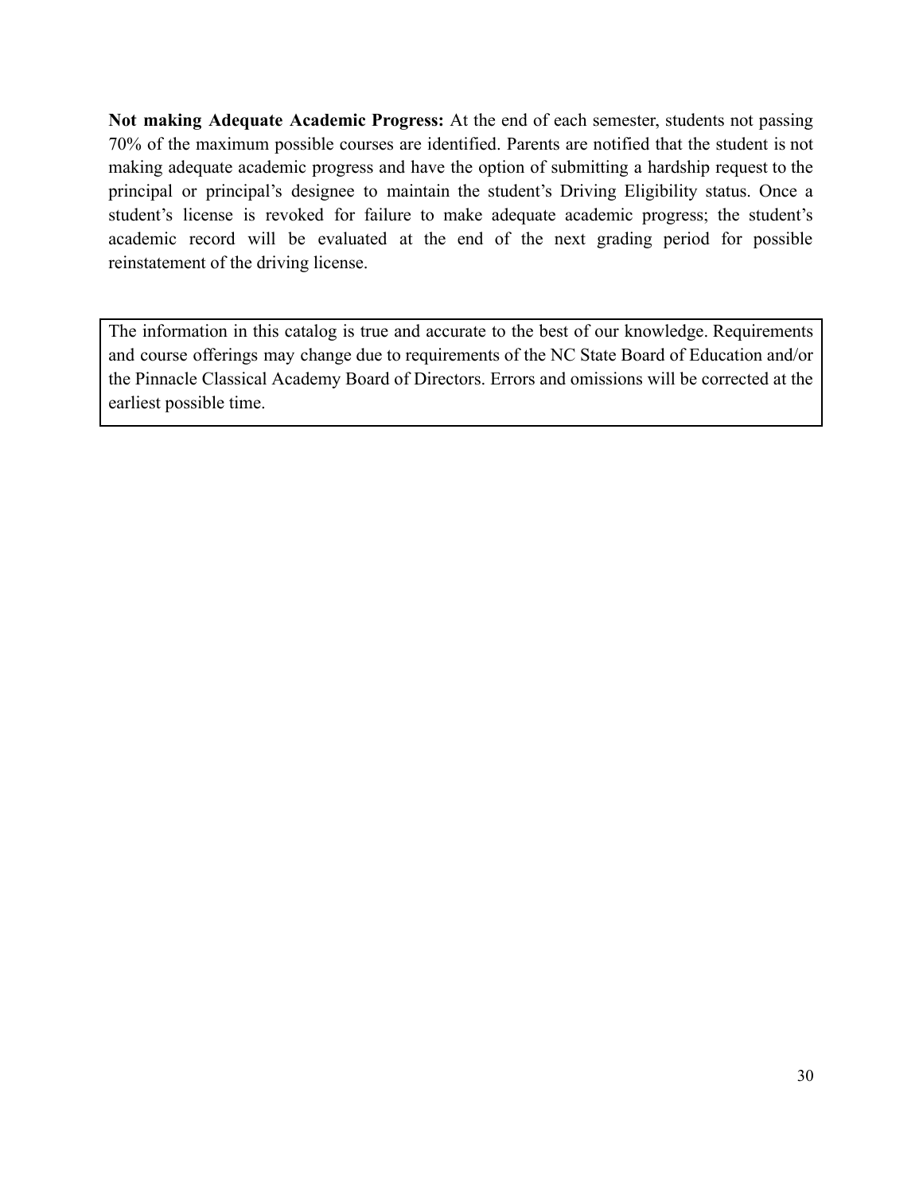**Not making Adequate Academic Progress:** At the end of each semester, students not passing 70% of the maximum possible courses are identified. Parents are notified that the student is not making adequate academic progress and have the option of submitting a hardship request to the principal or principal's designee to maintain the student's Driving Eligibility status. Once a student's license is revoked for failure to make adequate academic progress; the student's academic record will be evaluated at the end of the next grading period for possible reinstatement of the driving license.

> The information in this catalog is true and accurate to the best of our knowledge. Requirements and course offerings may change due to requirements of the NC State Board of Education and/or the Pinnacle Classical Academy Board of Directors. Errors and omissions will be corrected at the earliest possible time.